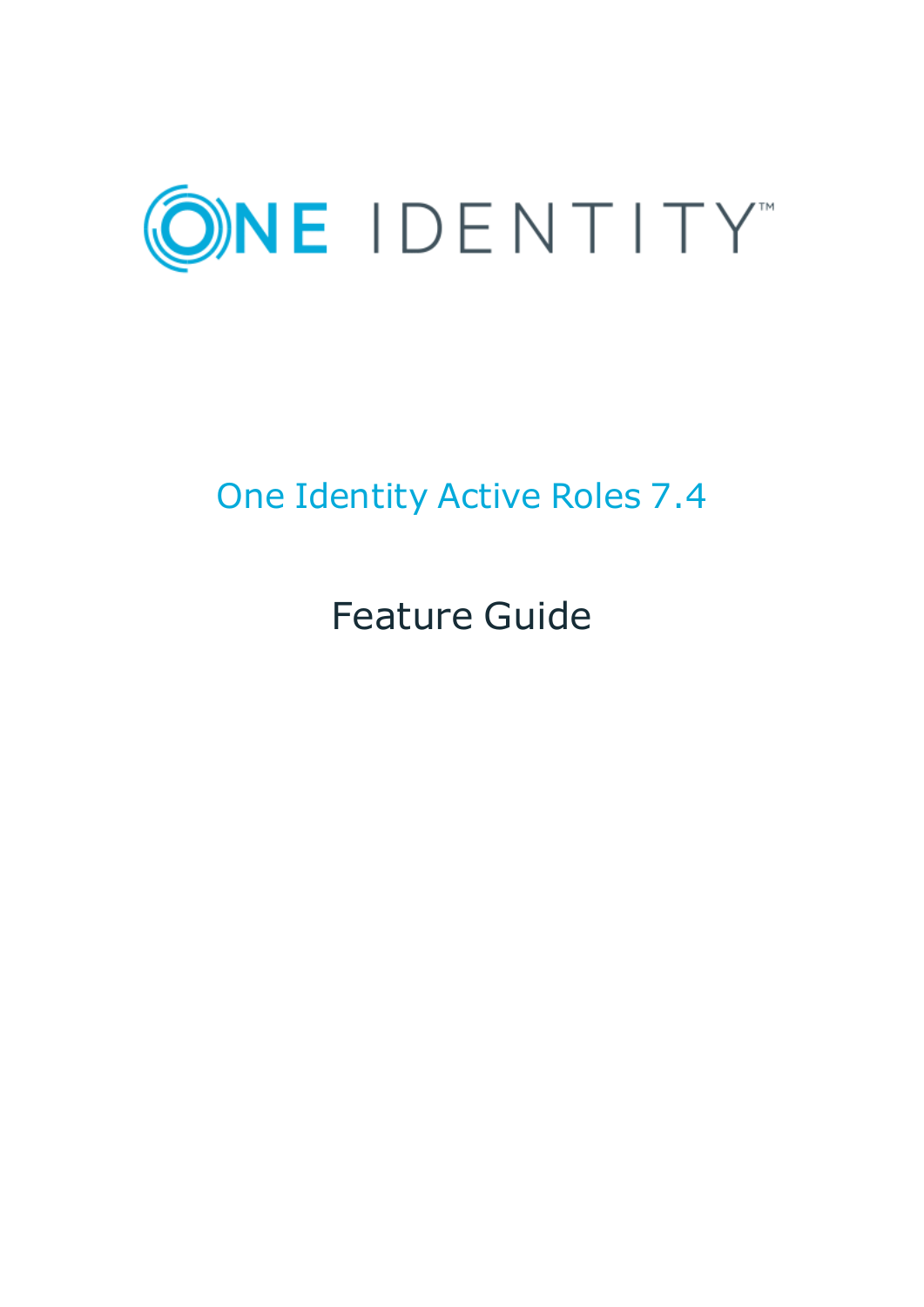ONE IDENTITY™

# One Identity Active Roles 7.4

## Feature Guide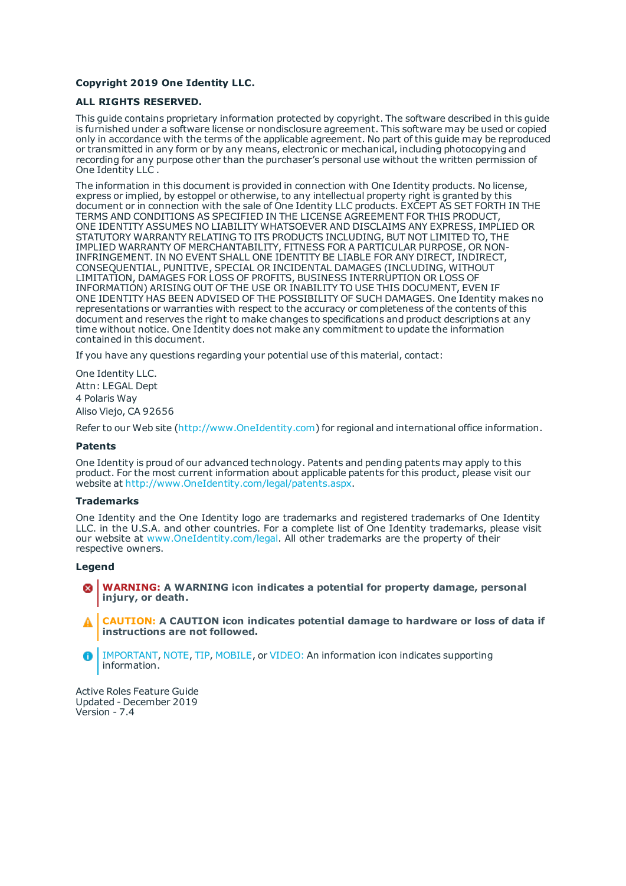**Copyright 2019 One Identity LLC.**

**ALL RIGHTS RESERVED.**

This guide contains proprietary information protected by copyright. The software described in this guide is furnished under a software license or nondisclosure agreement. This software may be used or copied only in accordance with the terms of the applicable agreement. No part of this guide may be reproduced or transmitted in any form or by any means, electronic or mechanical, including photocopying and recording for any purpose other than the purchaser's personal use without the written permission of One Identity LLC .

The information in this document is provided in connection with One Identity products. No license, express or implied, by estoppel or otherwise, to any intellectual property right is granted by this document or in connection with the sale of One Identity LLC products. EXCEPT AS SET FORTH IN THE TERMS AND CONDITIONS AS SPECIFIED IN THE LICENSE AGREEMENT FOR THIS PRODUCT, ONE IDENTITY ASSUMES NO LIABILITY WHATSOEVER AND DISCLAIMS ANY EXPRESS, IMPLIED OR STATUTORY WARRANTY RELATING TO ITS PRODUCTS INCLUDING, BUT NOT LIMITED TO, THE IMPLIED WARRANTY OF MERCHANTABILITY, FITNESS FOR A PARTICULAR PURPOSE, OR NON-INFRINGEMENT. IN NO EVENT SHALL ONE IDENTITY BE LIABLE FOR ANY DIRECT, INDIRECT, CONSEQUENTIAL, PUNITIVE, SPECIAL OR INCIDENTAL DAMAGES (INCLUDING, WITHOUT LIMITATION, DAMAGES FOR LOSS OF PROFITS, BUSINESS INTERRUPTION OR LOSS OF INFORMATION) ARISING OUT OF THE USE OR INABILITY TO USE THIS DOCUMENT, EVEN IF ONE IDENTITY HAS BEEN ADVISED OF THE POSSIBILITY OF SUCH DAMAGES. One Identity makes no representations or warranties with respect to the accuracy or completeness of the contents of this document and reserves the right to make changes to specifications and product descriptions at any time without notice. One Identity does not make any commitment to update the information contained in this document.

If you have any questions regarding your potential use of this material, contact:

One Identity LLC.
Attn: LEGAL Dept
4 Polaris Way
Aliso Viejo, CA 92656

Refer to our Web site (http://www.OneIdentity.com) for regional and international office information.

**Patents**

One Identity is proud of our advanced technology. Patents and pending patents may apply to this product. For the most current information about applicable patents for this product, please visit our website at http://www.OneIdentity.com/legal/patents.aspx.

**Trademarks**

One Identity and the One Identity logo are trademarks and registered trademarks of One Identity LLC. in the U.S.A. and other countries. For a complete list of One Identity trademarks, please visit our website at www.OneIdentity.com/legal. All other trademarks are the property of their respective owners.

**Legend**

**WARNING: A WARNING icon indicates a potential for property damage, personal injury, or death.**

**CAUTION: A CAUTION icon indicates potential damage to hardware or loss of data if instructions are not followed.**

IMPORTANT, NOTE, TIP, MOBILE, or VIDEO: An information icon indicates supporting information.

Active Roles Feature Guide
Updated - December 2019
Version - 7.4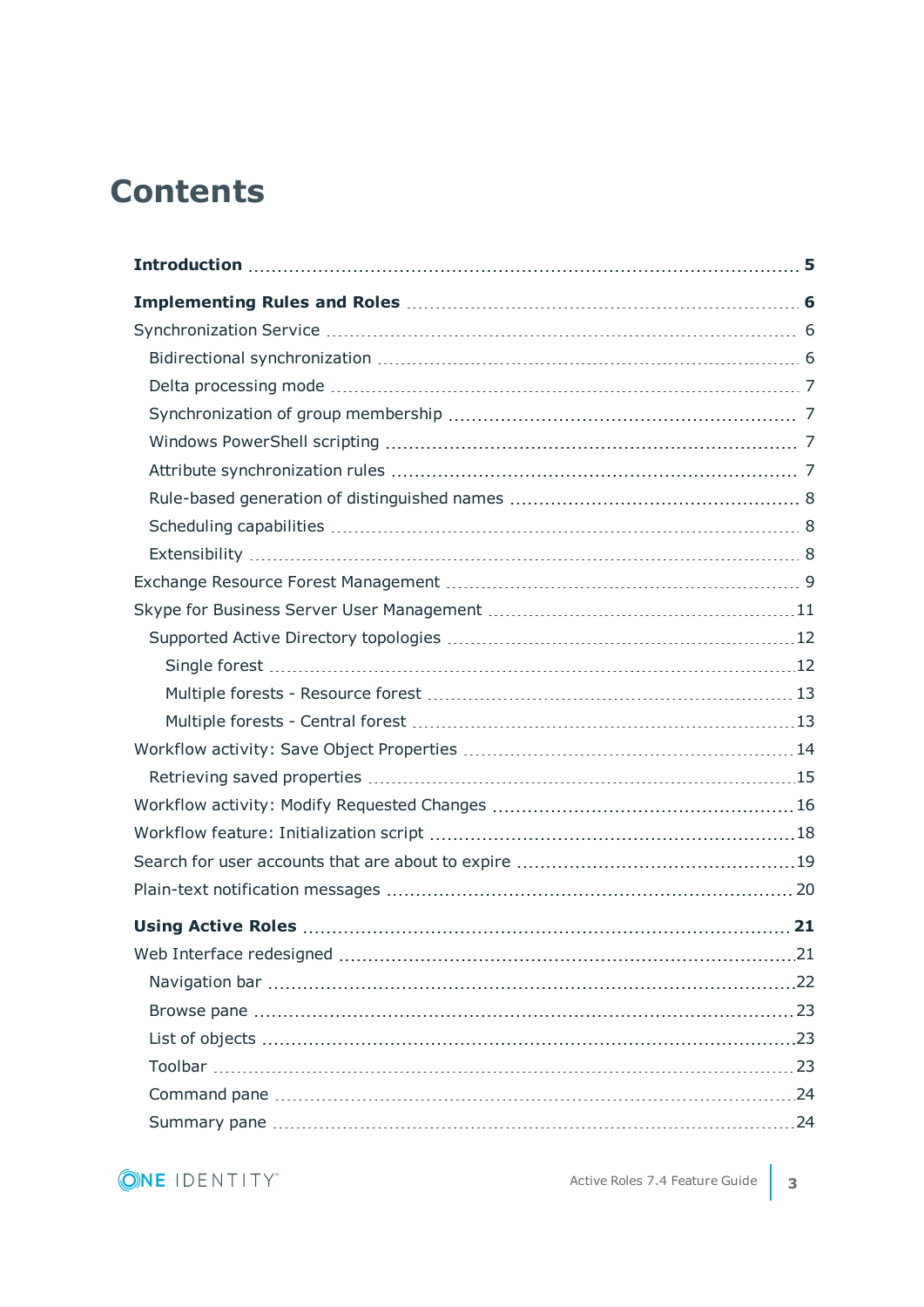# Contents

**Introduction** 5

**Implementing Rules and Roles** 6

- Synchronization Service 6
  - Bidirectional synchronization 6
  - Delta processing mode 7
  - Synchronization of group membership 7
  - Windows PowerShell scripting 7
  - Attribute synchronization rules 7
  - Rule-based generation of distinguished names 8
  - Scheduling capabilities 8
  - Extensibility 8
- Exchange Resource Forest Management 9
- Skype for Business Server User Management 11
  - Supported Active Directory topologies 12
    - Single forest 12
    - Multiple forests - Resource forest 13
    - Multiple forests - Central forest 13
- Workflow activity: Save Object Properties 14
  - Retrieving saved properties 15
- Workflow activity: Modify Requested Changes 16
- Workflow feature: Initialization script 18
- Search for user accounts that are about to expire 19
- Plain-text notification messages 20

**Using Active Roles** 21

- Web Interface redesigned 21
  - Navigation bar 22
  - Browse pane 23
  - List of objects 23
  - Toolbar 23
  - Command pane 24
  - Summary pane 24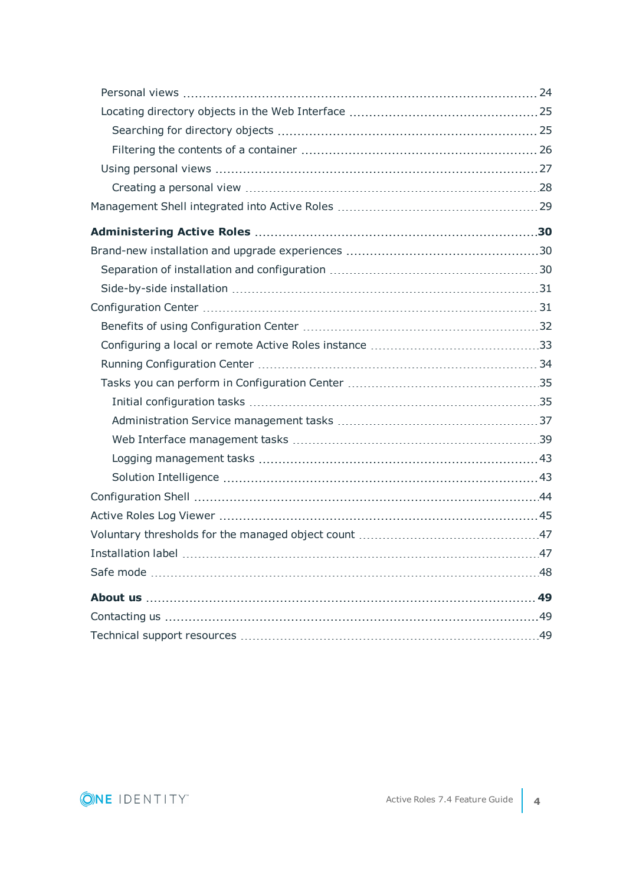Personal views .......... 24

Locating directory objects in the Web Interface .......... 25

Searching for directory objects .......... 25

Filtering the contents of a container .......... 26

Using personal views .......... 27

Creating a personal view .......... 28

Management Shell integrated into Active Roles .......... 29

**Administering Active Roles .......... 30**

Brand-new installation and upgrade experiences .......... 30

Separation of installation and configuration .......... 30

Side-by-side installation .......... 31

Configuration Center .......... 31

Benefits of using Configuration Center .......... 32

Configuring a local or remote Active Roles instance .......... 33

Running Configuration Center .......... 34

Tasks you can perform in Configuration Center .......... 35

Initial configuration tasks .......... 35

Administration Service management tasks .......... 37

Web Interface management tasks .......... 39

Logging management tasks .......... 43

Solution Intelligence .......... 43

Configuration Shell .......... 44

Active Roles Log Viewer .......... 45

Voluntary thresholds for the managed object count .......... 47

Installation label .......... 47

Safe mode .......... 48

**About us .......... 49**

Contacting us .......... 49

Technical support resources .......... 49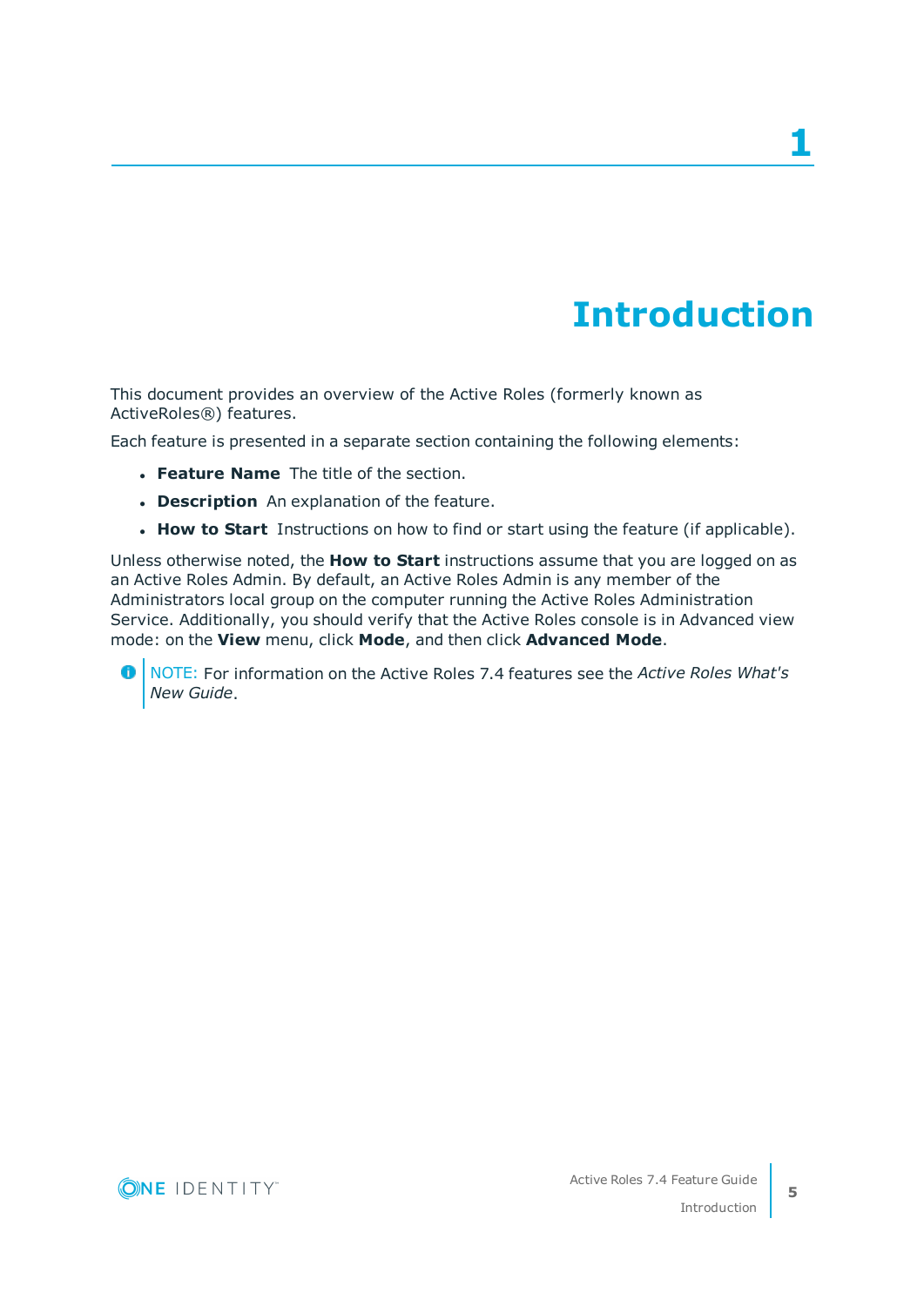# 1 Introduction

This document provides an overview of the Active Roles (formerly known as ActiveRoles®) features.

Each feature is presented in a separate section containing the following elements:

- **Feature Name** The title of the section.
- **Description** An explanation of the feature.
- **How to Start** Instructions on how to find or start using the feature (if applicable).

Unless otherwise noted, the **How to Start** instructions assume that you are logged on as an Active Roles Admin. By default, an Active Roles Admin is any member of the Administrators local group on the computer running the Active Roles Administration Service. Additionally, you should verify that the Active Roles console is in Advanced view mode: on the **View** menu, click **Mode**, and then click **Advanced Mode**.

> NOTE: For information on the Active Roles 7.4 features see the *Active Roles What's New Guide*.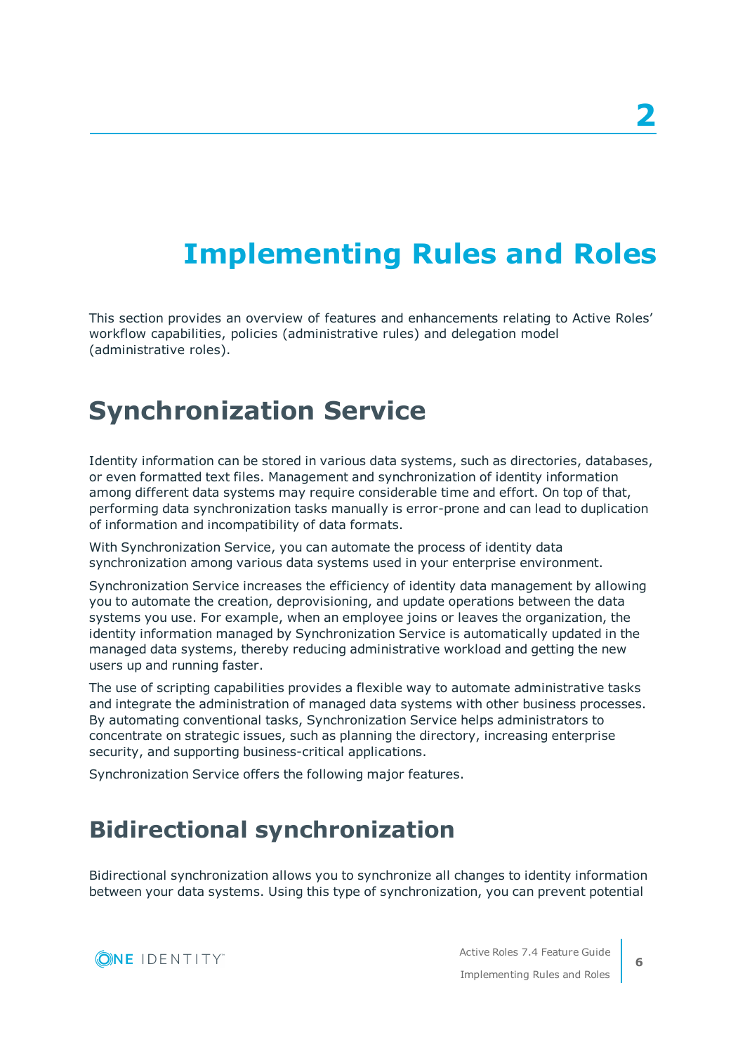# 2

# Implementing Rules and Roles

This section provides an overview of features and enhancements relating to Active Roles' workflow capabilities, policies (administrative rules) and delegation model (administrative roles).

## Synchronization Service

Identity information can be stored in various data systems, such as directories, databases, or even formatted text files. Management and synchronization of identity information among different data systems may require considerable time and effort. On top of that, performing data synchronization tasks manually is error-prone and can lead to duplication of information and incompatibility of data formats.

With Synchronization Service, you can automate the process of identity data synchronization among various data systems used in your enterprise environment.

Synchronization Service increases the efficiency of identity data management by allowing you to automate the creation, deprovisioning, and update operations between the data systems you use. For example, when an employee joins or leaves the organization, the identity information managed by Synchronization Service is automatically updated in the managed data systems, thereby reducing administrative workload and getting the new users up and running faster.

The use of scripting capabilities provides a flexible way to automate administrative tasks and integrate the administration of managed data systems with other business processes. By automating conventional tasks, Synchronization Service helps administrators to concentrate on strategic issues, such as planning the directory, increasing enterprise security, and supporting business-critical applications.

Synchronization Service offers the following major features.

### Bidirectional synchronization

Bidirectional synchronization allows you to synchronize all changes to identity information between your data systems. Using this type of synchronization, you can prevent potential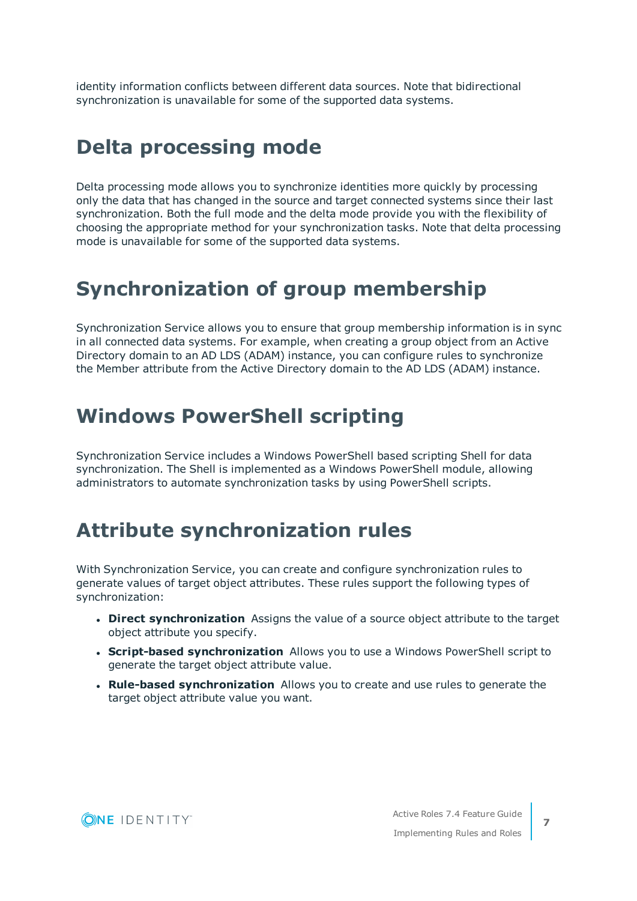identity information conflicts between different data sources. Note that bidirectional synchronization is unavailable for some of the supported data systems.

# Delta processing mode

Delta processing mode allows you to synchronize identities more quickly by processing only the data that has changed in the source and target connected systems since their last synchronization. Both the full mode and the delta mode provide you with the flexibility of choosing the appropriate method for your synchronization tasks. Note that delta processing mode is unavailable for some of the supported data systems.

# Synchronization of group membership

Synchronization Service allows you to ensure that group membership information is in sync in all connected data systems. For example, when creating a group object from an Active Directory domain to an AD LDS (ADAM) instance, you can configure rules to synchronize the Member attribute from the Active Directory domain to the AD LDS (ADAM) instance.

# Windows PowerShell scripting

Synchronization Service includes a Windows PowerShell based scripting Shell for data synchronization. The Shell is implemented as a Windows PowerShell module, allowing administrators to automate synchronization tasks by using PowerShell scripts.

# Attribute synchronization rules

With Synchronization Service, you can create and configure synchronization rules to generate values of target object attributes. These rules support the following types of synchronization:

- **Direct synchronization** Assigns the value of a source object attribute to the target object attribute you specify.
- **Script-based synchronization** Allows you to use a Windows PowerShell script to generate the target object attribute value.
- **Rule-based synchronization** Allows you to create and use rules to generate the target object attribute value you want.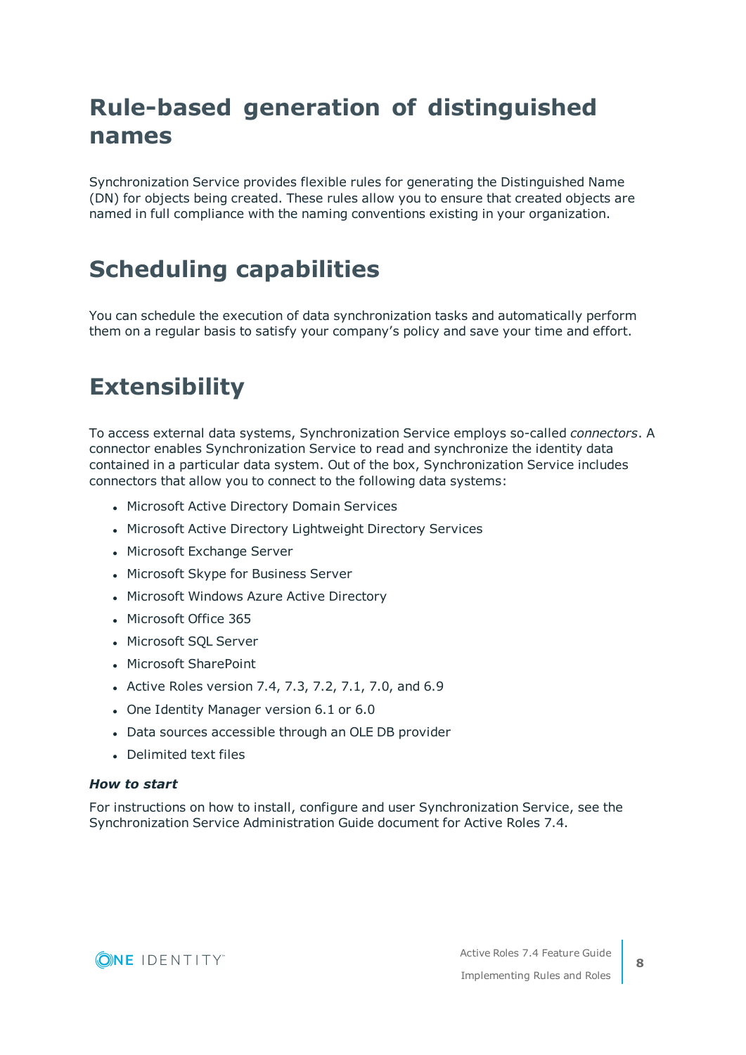# Rule-based generation of distinguished names

Synchronization Service provides flexible rules for generating the Distinguished Name (DN) for objects being created. These rules allow you to ensure that created objects are named in full compliance with the naming conventions existing in your organization.

# Scheduling capabilities

You can schedule the execution of data synchronization tasks and automatically perform them on a regular basis to satisfy your company's policy and save your time and effort.

# Extensibility

To access external data systems, Synchronization Service employs so-called *connectors*. A connector enables Synchronization Service to read and synchronize the identity data contained in a particular data system. Out of the box, Synchronization Service includes connectors that allow you to connect to the following data systems:

- Microsoft Active Directory Domain Services
- Microsoft Active Directory Lightweight Directory Services
- Microsoft Exchange Server
- Microsoft Skype for Business Server
- Microsoft Windows Azure Active Directory
- Microsoft Office 365
- Microsoft SQL Server
- Microsoft SharePoint
- Active Roles version 7.4, 7.3, 7.2, 7.1, 7.0, and 6.9
- One Identity Manager version 6.1 or 6.0
- Data sources accessible through an OLE DB provider
- Delimited text files

***How to start***

For instructions on how to install, configure and user Synchronization Service, see the Synchronization Service Administration Guide document for Active Roles 7.4.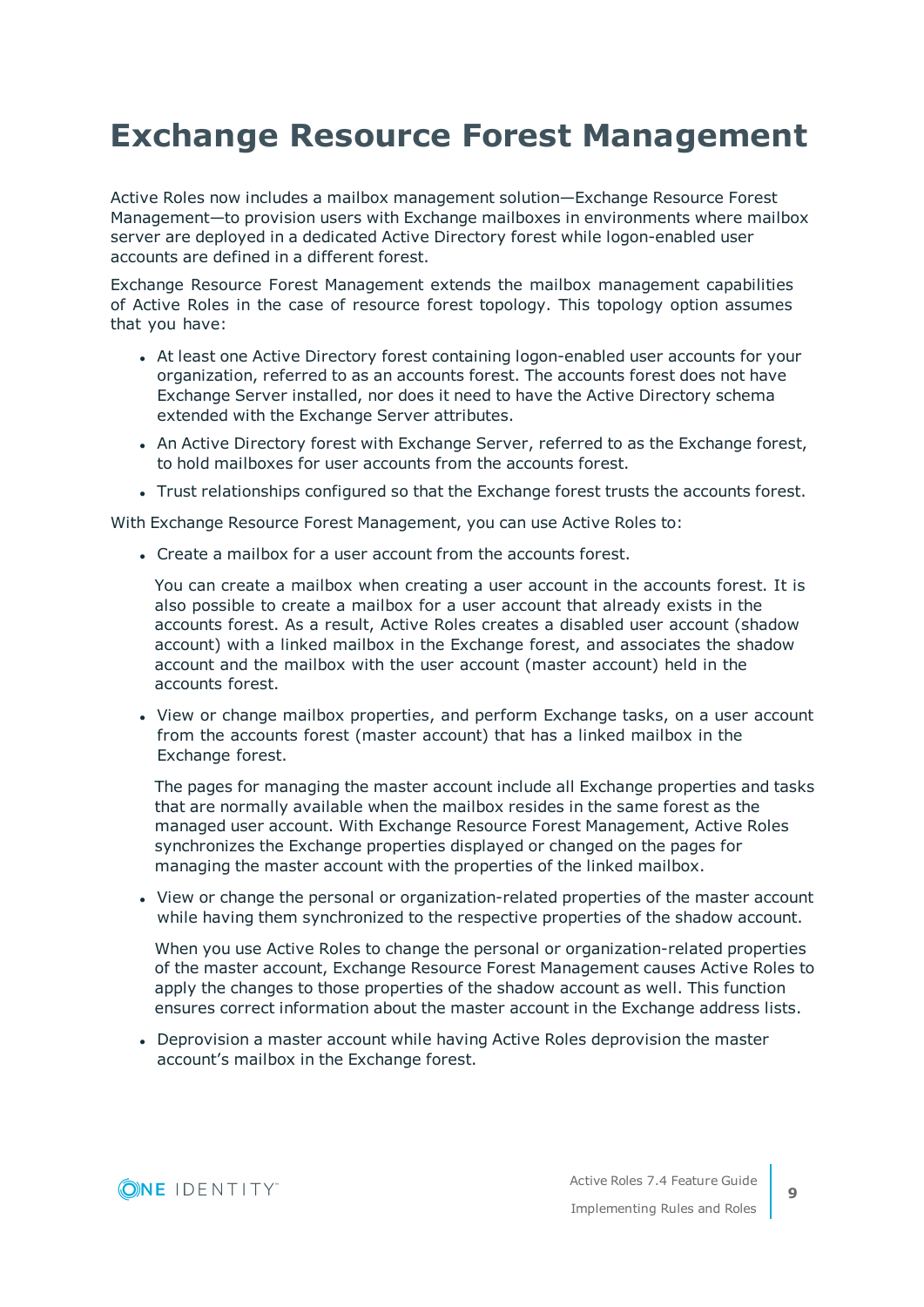# Exchange Resource Forest Management

Active Roles now includes a mailbox management solution—Exchange Resource Forest Management—to provision users with Exchange mailboxes in environments where mailbox server are deployed in a dedicated Active Directory forest while logon-enabled user accounts are defined in a different forest.

Exchange Resource Forest Management extends the mailbox management capabilities of Active Roles in the case of resource forest topology. This topology option assumes that you have:

- At least one Active Directory forest containing logon-enabled user accounts for your organization, referred to as an accounts forest. The accounts forest does not have Exchange Server installed, nor does it need to have the Active Directory schema extended with the Exchange Server attributes.
- An Active Directory forest with Exchange Server, referred to as the Exchange forest, to hold mailboxes for user accounts from the accounts forest.
- Trust relationships configured so that the Exchange forest trusts the accounts forest.

With Exchange Resource Forest Management, you can use Active Roles to:

- Create a mailbox for a user account from the accounts forest.

  You can create a mailbox when creating a user account in the accounts forest. It is also possible to create a mailbox for a user account that already exists in the accounts forest. As a result, Active Roles creates a disabled user account (shadow account) with a linked mailbox in the Exchange forest, and associates the shadow account and the mailbox with the user account (master account) held in the accounts forest.

- View or change mailbox properties, and perform Exchange tasks, on a user account from the accounts forest (master account) that has a linked mailbox in the Exchange forest.

  The pages for managing the master account include all Exchange properties and tasks that are normally available when the mailbox resides in the same forest as the managed user account. With Exchange Resource Forest Management, Active Roles synchronizes the Exchange properties displayed or changed on the pages for managing the master account with the properties of the linked mailbox.

- View or change the personal or organization-related properties of the master account while having them synchronized to the respective properties of the shadow account.

  When you use Active Roles to change the personal or organization-related properties of the master account, Exchange Resource Forest Management causes Active Roles to apply the changes to those properties of the shadow account as well. This function ensures correct information about the master account in the Exchange address lists.

- Deprovision a master account while having Active Roles deprovision the master account's mailbox in the Exchange forest.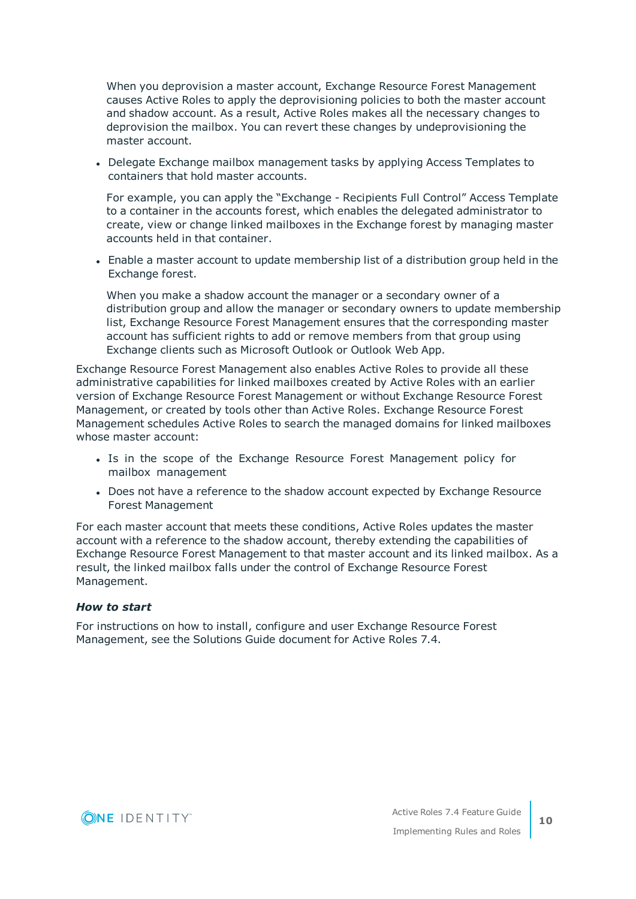When you deprovision a master account, Exchange Resource Forest Management causes Active Roles to apply the deprovisioning policies to both the master account and shadow account. As a result, Active Roles makes all the necessary changes to deprovision the mailbox. You can revert these changes by undeprovisioning the master account.

- Delegate Exchange mailbox management tasks by applying Access Templates to containers that hold master accounts.

  For example, you can apply the "Exchange - Recipients Full Control" Access Template to a container in the accounts forest, which enables the delegated administrator to create, view or change linked mailboxes in the Exchange forest by managing master accounts held in that container.

- Enable a master account to update membership list of a distribution group held in the Exchange forest.

  When you make a shadow account the manager or a secondary owner of a distribution group and allow the manager or secondary owners to update membership list, Exchange Resource Forest Management ensures that the corresponding master account has sufficient rights to add or remove members from that group using Exchange clients such as Microsoft Outlook or Outlook Web App.

Exchange Resource Forest Management also enables Active Roles to provide all these administrative capabilities for linked mailboxes created by Active Roles with an earlier version of Exchange Resource Forest Management or without Exchange Resource Forest Management, or created by tools other than Active Roles. Exchange Resource Forest Management schedules Active Roles to search the managed domains for linked mailboxes whose master account:

- Is in the scope of the Exchange Resource Forest Management policy for mailbox management
- Does not have a reference to the shadow account expected by Exchange Resource Forest Management

For each master account that meets these conditions, Active Roles updates the master account with a reference to the shadow account, thereby extending the capabilities of Exchange Resource Forest Management to that master account and its linked mailbox. As a result, the linked mailbox falls under the control of Exchange Resource Forest Management.

***How to start***

For instructions on how to install, configure and user Exchange Resource Forest Management, see the Solutions Guide document for Active Roles 7.4.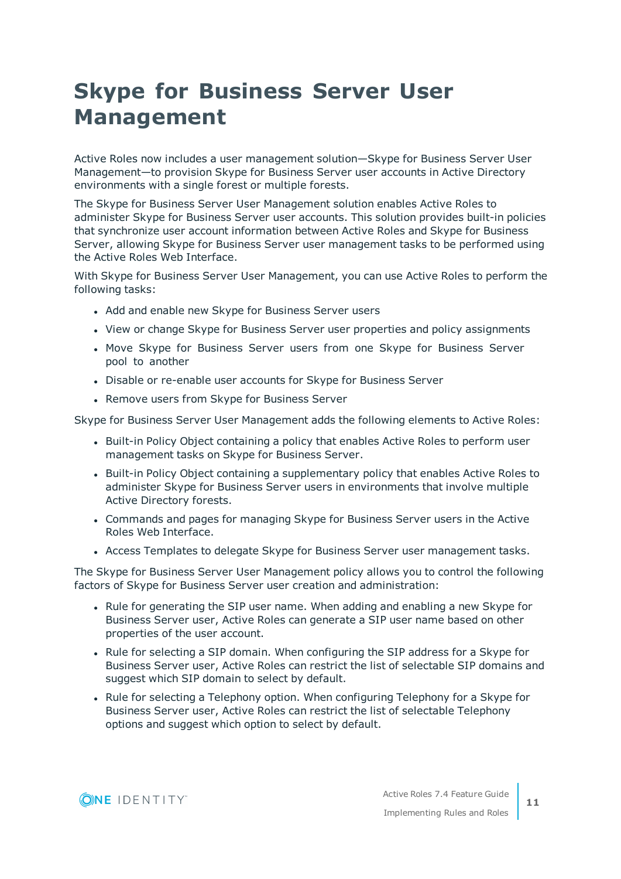# Skype for Business Server User Management

Active Roles now includes a user management solution—Skype for Business Server User Management—to provision Skype for Business Server user accounts in Active Directory environments with a single forest or multiple forests.

The Skype for Business Server User Management solution enables Active Roles to administer Skype for Business Server user accounts. This solution provides built-in policies that synchronize user account information between Active Roles and Skype for Business Server, allowing Skype for Business Server user management tasks to be performed using the Active Roles Web Interface.

With Skype for Business Server User Management, you can use Active Roles to perform the following tasks:

- Add and enable new Skype for Business Server users
- View or change Skype for Business Server user properties and policy assignments
- Move Skype for Business Server users from one Skype for Business Server pool to another
- Disable or re-enable user accounts for Skype for Business Server
- Remove users from Skype for Business Server

Skype for Business Server User Management adds the following elements to Active Roles:

- Built-in Policy Object containing a policy that enables Active Roles to perform user management tasks on Skype for Business Server.
- Built-in Policy Object containing a supplementary policy that enables Active Roles to administer Skype for Business Server users in environments that involve multiple Active Directory forests.
- Commands and pages for managing Skype for Business Server users in the Active Roles Web Interface.
- Access Templates to delegate Skype for Business Server user management tasks.

The Skype for Business Server User Management policy allows you to control the following factors of Skype for Business Server user creation and administration:

- Rule for generating the SIP user name. When adding and enabling a new Skype for Business Server user, Active Roles can generate a SIP user name based on other properties of the user account.
- Rule for selecting a SIP domain. When configuring the SIP address for a Skype for Business Server user, Active Roles can restrict the list of selectable SIP domains and suggest which SIP domain to select by default.
- Rule for selecting a Telephony option. When configuring Telephony for a Skype for Business Server user, Active Roles can restrict the list of selectable Telephony options and suggest which option to select by default.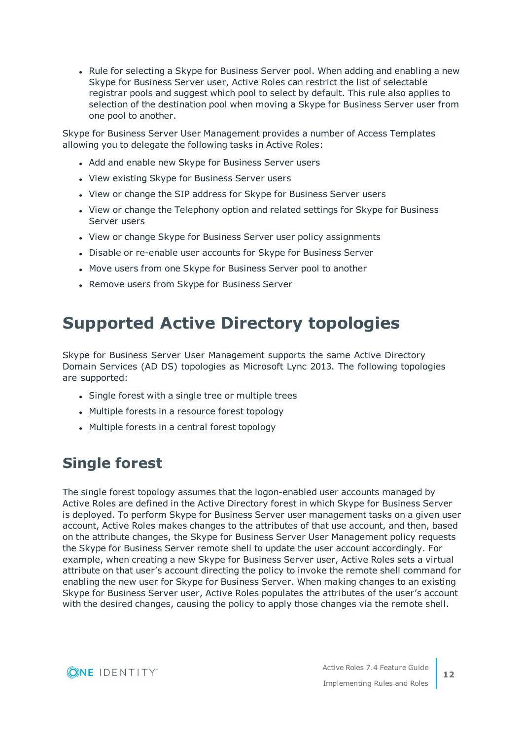- Rule for selecting a Skype for Business Server pool. When adding and enabling a new Skype for Business Server user, Active Roles can restrict the list of selectable registrar pools and suggest which pool to select by default. This rule also applies to selection of the destination pool when moving a Skype for Business Server user from one pool to another.

Skype for Business Server User Management provides a number of Access Templates allowing you to delegate the following tasks in Active Roles:

- Add and enable new Skype for Business Server users
- View existing Skype for Business Server users
- View or change the SIP address for Skype for Business Server users
- View or change the Telephony option and related settings for Skype for Business Server users
- View or change Skype for Business Server user policy assignments
- Disable or re-enable user accounts for Skype for Business Server
- Move users from one Skype for Business Server pool to another
- Remove users from Skype for Business Server

# Supported Active Directory topologies

Skype for Business Server User Management supports the same Active Directory Domain Services (AD DS) topologies as Microsoft Lync 2013. The following topologies are supported:

- Single forest with a single tree or multiple trees
- Multiple forests in a resource forest topology
- Multiple forests in a central forest topology

## Single forest

The single forest topology assumes that the logon-enabled user accounts managed by Active Roles are defined in the Active Directory forest in which Skype for Business Server is deployed. To perform Skype for Business Server user management tasks on a given user account, Active Roles makes changes to the attributes of that use account, and then, based on the attribute changes, the Skype for Business Server User Management policy requests the Skype for Business Server remote shell to update the user account accordingly. For example, when creating a new Skype for Business Server user, Active Roles sets a virtual attribute on that user's account directing the policy to invoke the remote shell command for enabling the new user for Skype for Business Server. When making changes to an existing Skype for Business Server user, Active Roles populates the attributes of the user's account with the desired changes, causing the policy to apply those changes via the remote shell.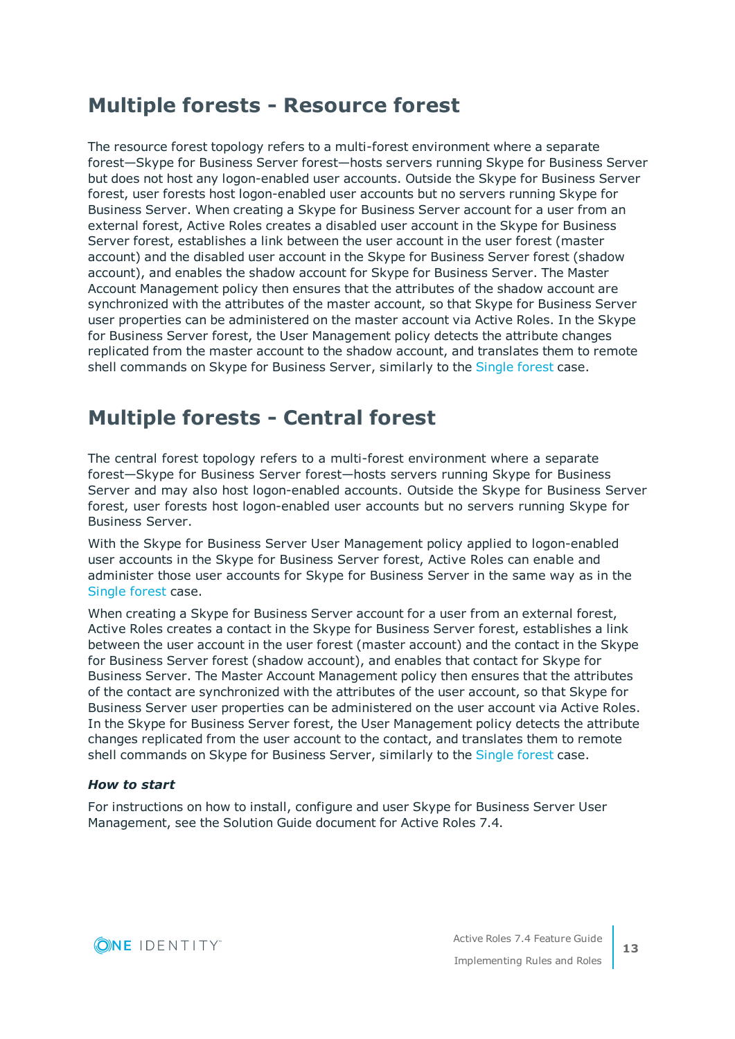## Multiple forests - Resource forest

The resource forest topology refers to a multi-forest environment where a separate forest—Skype for Business Server forest—hosts servers running Skype for Business Server but does not host any logon-enabled user accounts. Outside the Skype for Business Server forest, user forests host logon-enabled user accounts but no servers running Skype for Business Server. When creating a Skype for Business Server account for a user from an external forest, Active Roles creates a disabled user account in the Skype for Business Server forest, establishes a link between the user account in the user forest (master account) and the disabled user account in the Skype for Business Server forest (shadow account), and enables the shadow account for Skype for Business Server. The Master Account Management policy then ensures that the attributes of the shadow account are synchronized with the attributes of the master account, so that Skype for Business Server user properties can be administered on the master account via Active Roles. In the Skype for Business Server forest, the User Management policy detects the attribute changes replicated from the master account to the shadow account, and translates them to remote shell commands on Skype for Business Server, similarly to the Single forest case.

## Multiple forests - Central forest

The central forest topology refers to a multi-forest environment where a separate forest—Skype for Business Server forest—hosts servers running Skype for Business Server and may also host logon-enabled accounts. Outside the Skype for Business Server forest, user forests host logon-enabled user accounts but no servers running Skype for Business Server.

With the Skype for Business Server User Management policy applied to logon-enabled user accounts in the Skype for Business Server forest, Active Roles can enable and administer those user accounts for Skype for Business Server in the same way as in the Single forest case.

When creating a Skype for Business Server account for a user from an external forest, Active Roles creates a contact in the Skype for Business Server forest, establishes a link between the user account in the user forest (master account) and the contact in the Skype for Business Server forest (shadow account), and enables that contact for Skype for Business Server. The Master Account Management policy then ensures that the attributes of the contact are synchronized with the attributes of the user account, so that Skype for Business Server user properties can be administered on the user account via Active Roles. In the Skype for Business Server forest, the User Management policy detects the attribute changes replicated from the user account to the contact, and translates them to remote shell commands on Skype for Business Server, similarly to the Single forest case.

***How to start***

For instructions on how to install, configure and user Skype for Business Server User Management, see the Solution Guide document for Active Roles 7.4.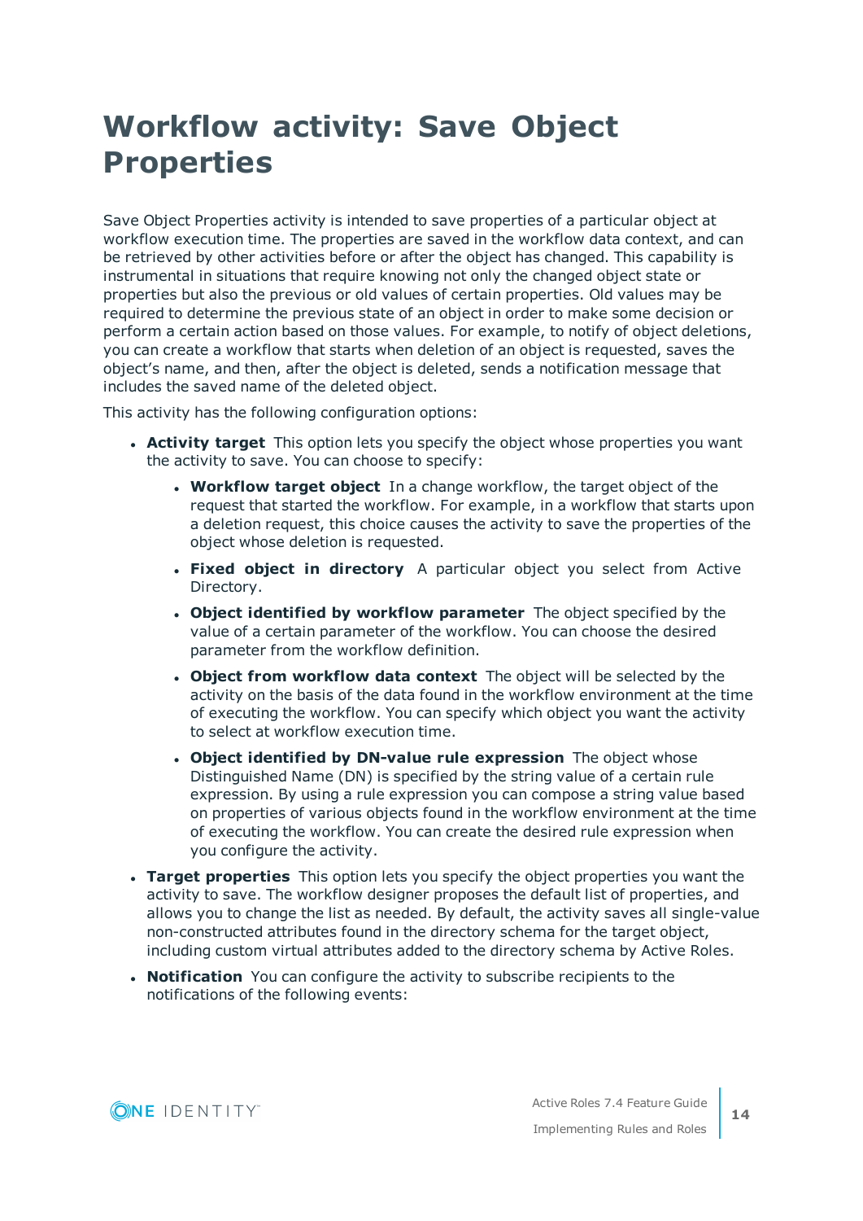# Workflow activity: Save Object Properties

Save Object Properties activity is intended to save properties of a particular object at workflow execution time. The properties are saved in the workflow data context, and can be retrieved by other activities before or after the object has changed. This capability is instrumental in situations that require knowing not only the changed object state or properties but also the previous or old values of certain properties. Old values may be required to determine the previous state of an object in order to make some decision or perform a certain action based on those values. For example, to notify of object deletions, you can create a workflow that starts when deletion of an object is requested, saves the object's name, and then, after the object is deleted, sends a notification message that includes the saved name of the deleted object.

This activity has the following configuration options:

- **Activity target** This option lets you specify the object whose properties you want the activity to save. You can choose to specify:
  - **Workflow target object** In a change workflow, the target object of the request that started the workflow. For example, in a workflow that starts upon a deletion request, this choice causes the activity to save the properties of the object whose deletion is requested.
  - **Fixed object in directory** A particular object you select from Active Directory.
  - **Object identified by workflow parameter** The object specified by the value of a certain parameter of the workflow. You can choose the desired parameter from the workflow definition.
  - **Object from workflow data context** The object will be selected by the activity on the basis of the data found in the workflow environment at the time of executing the workflow. You can specify which object you want the activity to select at workflow execution time.
  - **Object identified by DN-value rule expression** The object whose Distinguished Name (DN) is specified by the string value of a certain rule expression. By using a rule expression you can compose a string value based on properties of various objects found in the workflow environment at the time of executing the workflow. You can create the desired rule expression when you configure the activity.
- **Target properties** This option lets you specify the object properties you want the activity to save. The workflow designer proposes the default list of properties, and allows you to change the list as needed. By default, the activity saves all single-value non-constructed attributes found in the directory schema for the target object, including custom virtual attributes added to the directory schema by Active Roles.
- **Notification** You can configure the activity to subscribe recipients to the notifications of the following events: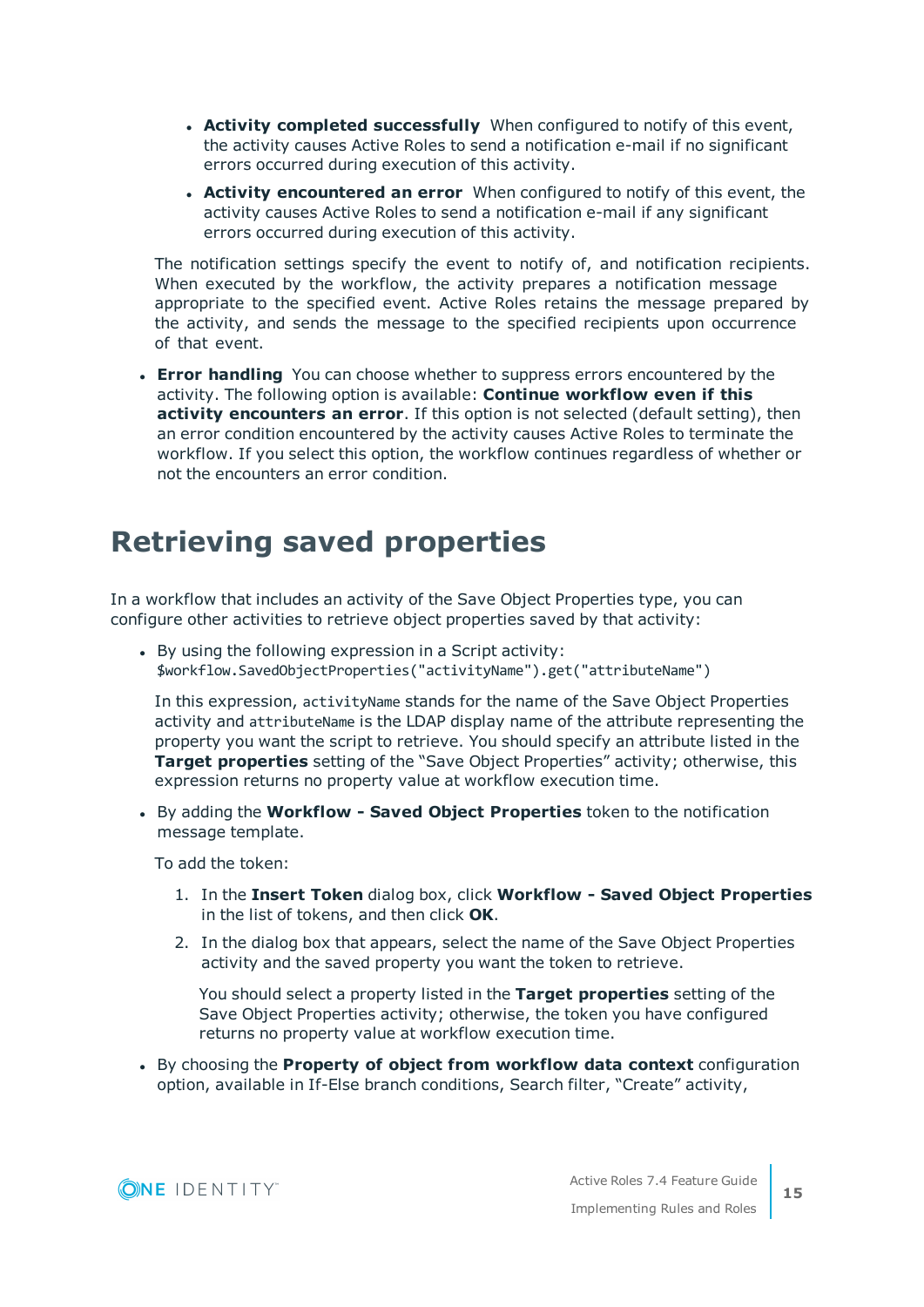- **Activity completed successfully** When configured to notify of this event, the activity causes Active Roles to send a notification e-mail if no significant errors occurred during execution of this activity.
   - **Activity encountered an error** When configured to notify of this event, the activity causes Active Roles to send a notification e-mail if any significant errors occurred during execution of this activity.

  The notification settings specify the event to notify of, and notification recipients. When executed by the workflow, the activity prepares a notification message appropriate to the specified event. Active Roles retains the message prepared by the activity, and sends the message to the specified recipients upon occurrence of that event.

- **Error handling** You can choose whether to suppress errors encountered by the activity. The following option is available: **Continue workflow even if this activity encounters an error**. If this option is not selected (default setting), then an error condition encountered by the activity causes Active Roles to terminate the workflow. If you select this option, the workflow continues regardless of whether or not the encounters an error condition.

# Retrieving saved properties

In a workflow that includes an activity of the Save Object Properties type, you can configure other activities to retrieve object properties saved by that activity:

- By using the following expression in a Script activity:
  `$workflow.SavedObjectProperties("activityName").get("attributeName")`

  In this expression, `activityName` stands for the name of the Save Object Properties activity and `attributeName` is the LDAP display name of the attribute representing the property you want the script to retrieve. You should specify an attribute listed in the **Target properties** setting of the "Save Object Properties" activity; otherwise, this expression returns no property value at workflow execution time.

- By adding the **Workflow - Saved Object Properties** token to the notification message template.

  To add the token:

  1. In the **Insert Token** dialog box, click **Workflow - Saved Object Properties** in the list of tokens, and then click **OK**.
  2. In the dialog box that appears, select the name of the Save Object Properties activity and the saved property you want the token to retrieve.

     You should select a property listed in the **Target properties** setting of the Save Object Properties activity; otherwise, the token you have configured returns no property value at workflow execution time.

- By choosing the **Property of object from workflow data context** configuration option, available in If-Else branch conditions, Search filter, "Create" activity,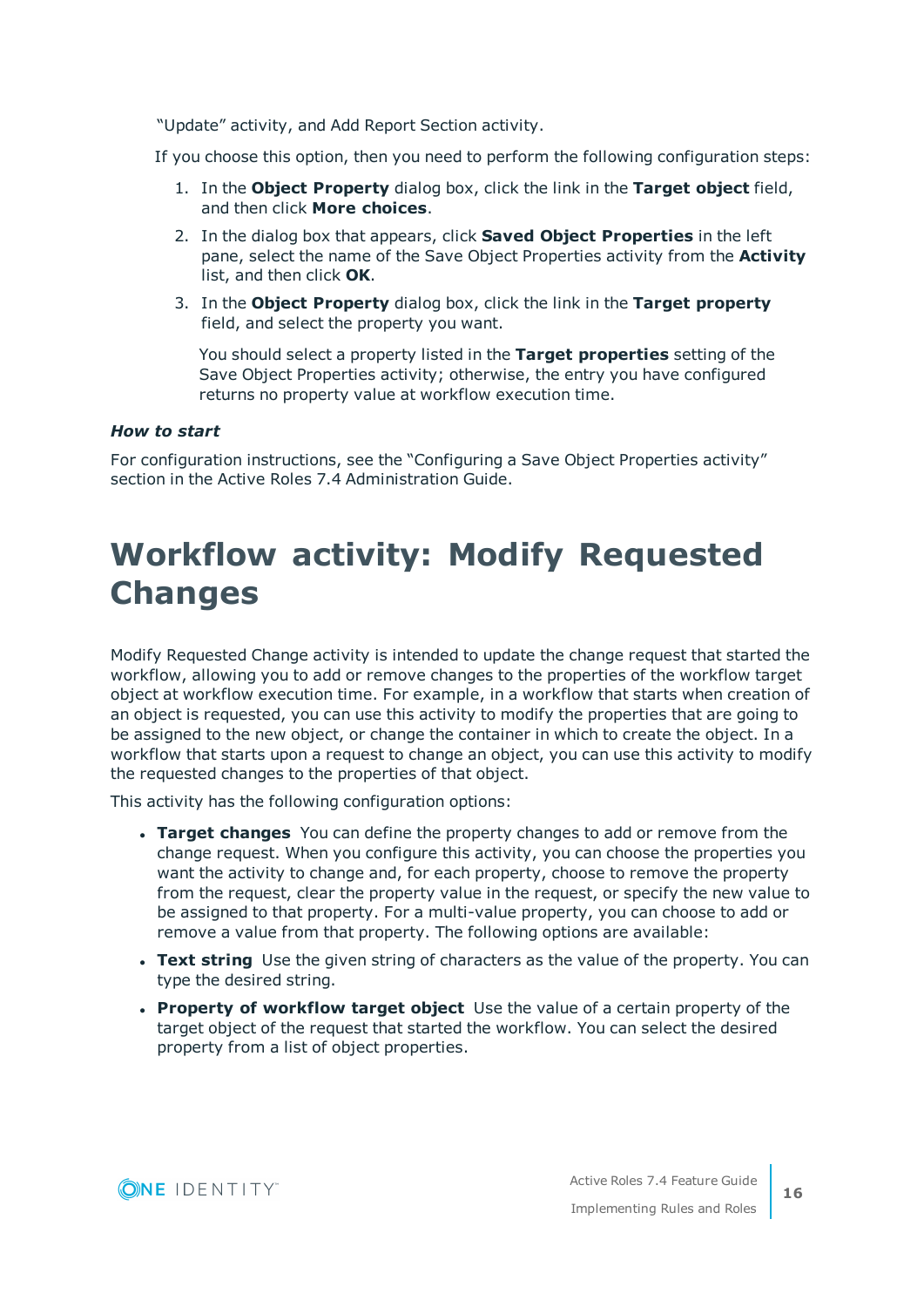"Update" activity, and Add Report Section activity.

If you choose this option, then you need to perform the following configuration steps:

1. In the **Object Property** dialog box, click the link in the **Target object** field, and then click **More choices**.
2. In the dialog box that appears, click **Saved Object Properties** in the left pane, select the name of the Save Object Properties activity from the **Activity** list, and then click **OK**.
3. In the **Object Property** dialog box, click the link in the **Target property** field, and select the property you want.

   You should select a property listed in the **Target properties** setting of the Save Object Properties activity; otherwise, the entry you have configured returns no property value at workflow execution time.

***How to start***

For configuration instructions, see the "Configuring a Save Object Properties activity" section in the Active Roles 7.4 Administration Guide.

# Workflow activity: Modify Requested Changes

Modify Requested Change activity is intended to update the change request that started the workflow, allowing you to add or remove changes to the properties of the workflow target object at workflow execution time. For example, in a workflow that starts when creation of an object is requested, you can use this activity to modify the properties that are going to be assigned to the new object, or change the container in which to create the object. In a workflow that starts upon a request to change an object, you can use this activity to modify the requested changes to the properties of that object.

This activity has the following configuration options:

- **Target changes** You can define the property changes to add or remove from the change request. When you configure this activity, you can choose the properties you want the activity to change and, for each property, choose to remove the property from the request, clear the property value in the request, or specify the new value to be assigned to that property. For a multi-value property, you can choose to add or remove a value from that property. The following options are available:
- **Text string** Use the given string of characters as the value of the property. You can type the desired string.
- **Property of workflow target object** Use the value of a certain property of the target object of the request that started the workflow. You can select the desired property from a list of object properties.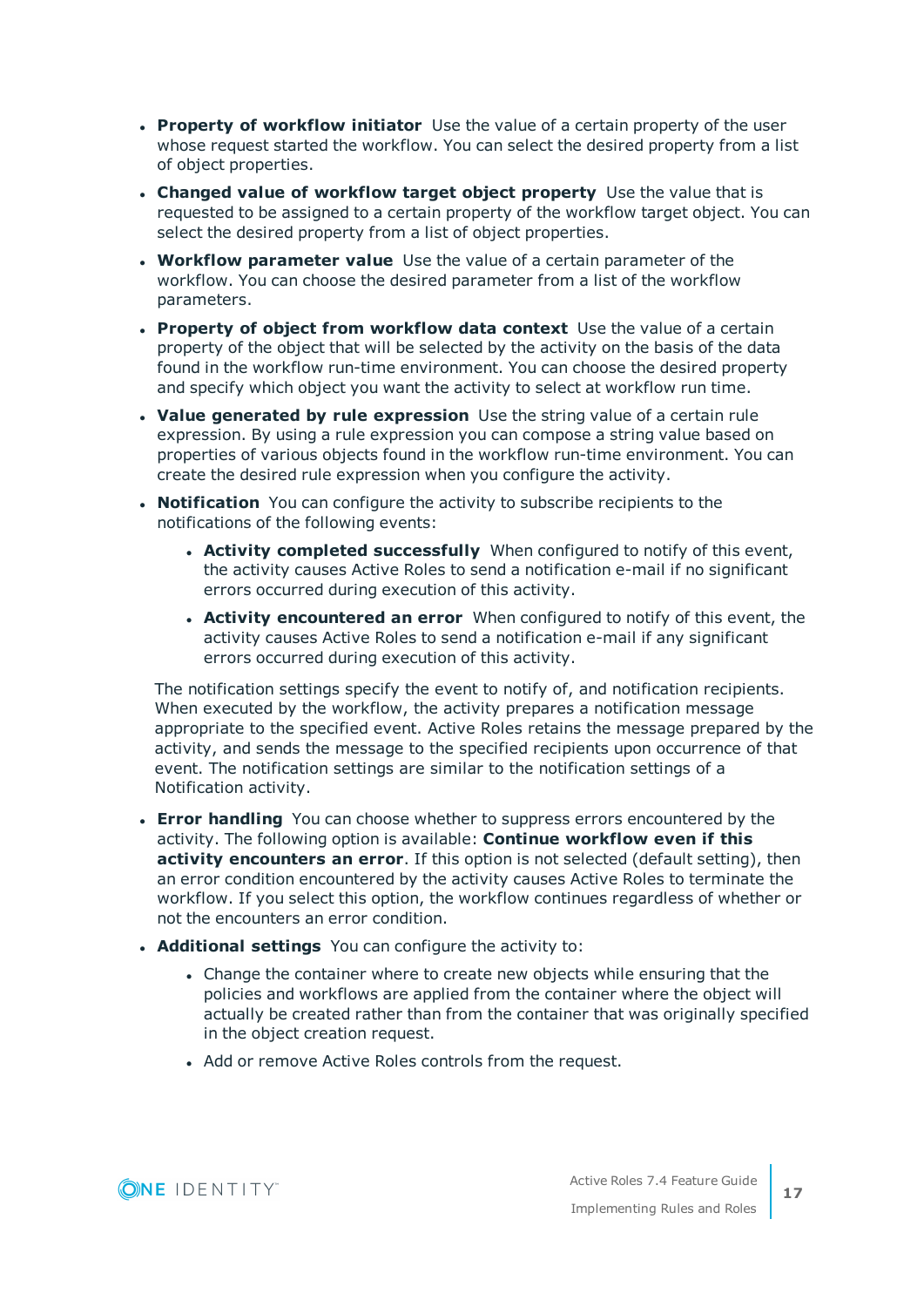- **Property of workflow initiator** Use the value of a certain property of the user whose request started the workflow. You can select the desired property from a list of object properties.
- **Changed value of workflow target object property** Use the value that is requested to be assigned to a certain property of the workflow target object. You can select the desired property from a list of object properties.
- **Workflow parameter value** Use the value of a certain parameter of the workflow. You can choose the desired parameter from a list of the workflow parameters.
- **Property of object from workflow data context** Use the value of a certain property of the object that will be selected by the activity on the basis of the data found in the workflow run-time environment. You can choose the desired property and specify which object you want the activity to select at workflow run time.
- **Value generated by rule expression** Use the string value of a certain rule expression. By using a rule expression you can compose a string value based on properties of various objects found in the workflow run-time environment. You can create the desired rule expression when you configure the activity.
- **Notification** You can configure the activity to subscribe recipients to the notifications of the following events:
  - **Activity completed successfully** When configured to notify of this event, the activity causes Active Roles to send a notification e-mail if no significant errors occurred during execution of this activity.
  - **Activity encountered an error** When configured to notify of this event, the activity causes Active Roles to send a notification e-mail if any significant errors occurred during execution of this activity.

  The notification settings specify the event to notify of, and notification recipients. When executed by the workflow, the activity prepares a notification message appropriate to the specified event. Active Roles retains the message prepared by the activity, and sends the message to the specified recipients upon occurrence of that event. The notification settings are similar to the notification settings of a Notification activity.
- **Error handling** You can choose whether to suppress errors encountered by the activity. The following option is available: **Continue workflow even if this activity encounters an error**. If this option is not selected (default setting), then an error condition encountered by the activity causes Active Roles to terminate the workflow. If you select this option, the workflow continues regardless of whether or not the encounters an error condition.
- **Additional settings** You can configure the activity to:
  - Change the container where to create new objects while ensuring that the policies and workflows are applied from the container where the object will actually be created rather than from the container that was originally specified in the object creation request.
  - Add or remove Active Roles controls from the request.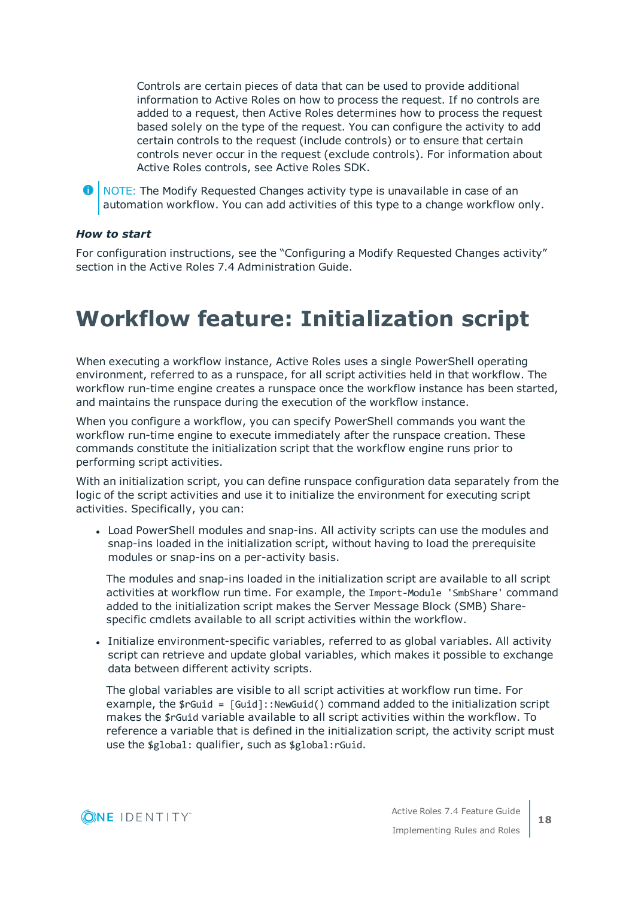Controls are certain pieces of data that can be used to provide additional information to Active Roles on how to process the request. If no controls are added to a request, then Active Roles determines how to process the request based solely on the type of the request. You can configure the activity to add certain controls to the request (include controls) or to ensure that certain controls never occur in the request (exclude controls). For information about Active Roles controls, see Active Roles SDK.

> NOTE: The Modify Requested Changes activity type is unavailable in case of an automation workflow. You can add activities of this type to a change workflow only.

***How to start***

For configuration instructions, see the “Configuring a Modify Requested Changes activity” section in the Active Roles 7.4 Administration Guide.

# Workflow feature: Initialization script

When executing a workflow instance, Active Roles uses a single PowerShell operating environment, referred to as a runspace, for all script activities held in that workflow. The workflow run-time engine creates a runspace once the workflow instance has been started, and maintains the runspace during the execution of the workflow instance.

When you configure a workflow, you can specify PowerShell commands you want the workflow run-time engine to execute immediately after the runspace creation. These commands constitute the initialization script that the workflow engine runs prior to performing script activities.

With an initialization script, you can define runspace configuration data separately from the logic of the script activities and use it to initialize the environment for executing script activities. Specifically, you can:

- Load PowerShell modules and snap-ins. All activity scripts can use the modules and snap-ins loaded in the initialization script, without having to load the prerequisite modules or snap-ins on a per-activity basis.

  The modules and snap-ins loaded in the initialization script are available to all script activities at workflow run time. For example, the `Import-Module 'SmbShare'` command added to the initialization script makes the Server Message Block (SMB) Share-specific cmdlets available to all script activities within the workflow.

- Initialize environment-specific variables, referred to as global variables. All activity script can retrieve and update global variables, which makes it possible to exchange data between different activity scripts.

  The global variables are visible to all script activities at workflow run time. For example, the `$rGuid = [Guid]::NewGuid()` command added to the initialization script makes the `$rGuid` variable available to all script activities within the workflow. To reference a variable that is defined in the initialization script, the activity script must use the `$global:` qualifier, such as `$global:rGuid`.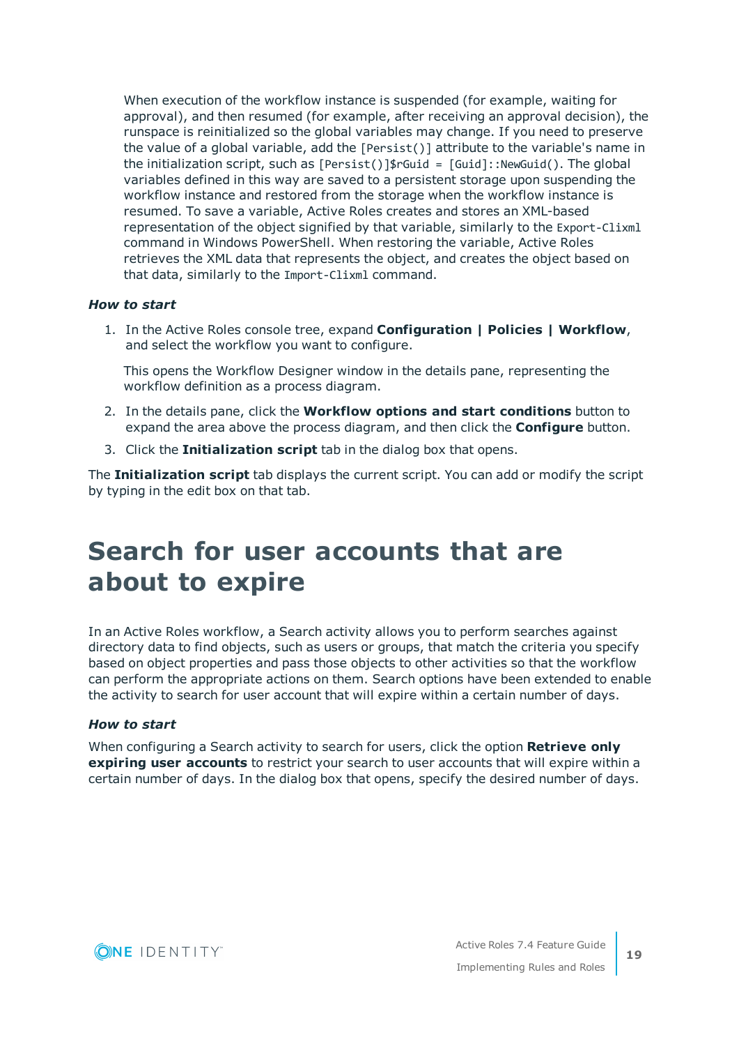When execution of the workflow instance is suspended (for example, waiting for approval), and then resumed (for example, after receiving an approval decision), the runspace is reinitialized so the global variables may change. If you need to preserve the value of a global variable, add the `[Persist()]` attribute to the variable's name in the initialization script, such as `[Persist()]$rGuid = [Guid]::NewGuid()`. The global variables defined in this way are saved to a persistent storage upon suspending the workflow instance and restored from the storage when the workflow instance is resumed. To save a variable, Active Roles creates and stores an XML-based representation of the object signified by that variable, similarly to the `Export-Clixml` command in Windows PowerShell. When restoring the variable, Active Roles retrieves the XML data that represents the object, and creates the object based on that data, similarly to the `Import-Clixml` command.

### *How to start*

1. In the Active Roles console tree, expand **Configuration | Policies | Workflow**, and select the workflow you want to configure.

   This opens the Workflow Designer window in the details pane, representing the workflow definition as a process diagram.

2. In the details pane, click the **Workflow options and start conditions** button to expand the area above the process diagram, and then click the **Configure** button.
3. Click the **Initialization script** tab in the dialog box that opens.

The **Initialization script** tab displays the current script. You can add or modify the script by typing in the edit box on that tab.

## Search for user accounts that are about to expire

In an Active Roles workflow, a Search activity allows you to perform searches against directory data to find objects, such as users or groups, that match the criteria you specify based on object properties and pass those objects to other activities so that the workflow can perform the appropriate actions on them. Search options have been extended to enable the activity to search for user account that will expire within a certain number of days.

### *How to start*

When configuring a Search activity to search for users, click the option **Retrieve only expiring user accounts** to restrict your search to user accounts that will expire within a certain number of days. In the dialog box that opens, specify the desired number of days.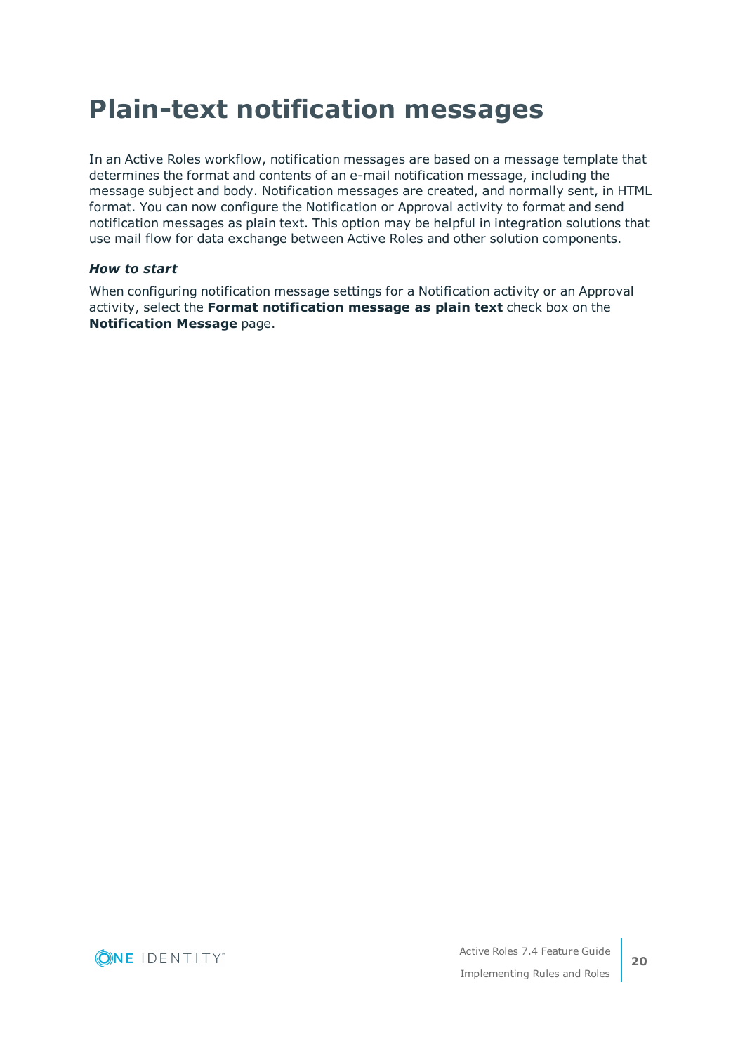# Plain-text notification messages

In an Active Roles workflow, notification messages are based on a message template that determines the format and contents of an e-mail notification message, including the message subject and body. Notification messages are created, and normally sent, in HTML format. You can now configure the Notification or Approval activity to format and send notification messages as plain text. This option may be helpful in integration solutions that use mail flow for data exchange between Active Roles and other solution components.

***How to start***

When configuring notification message settings for a Notification activity or an Approval activity, select the **Format notification message as plain text** check box on the **Notification Message** page.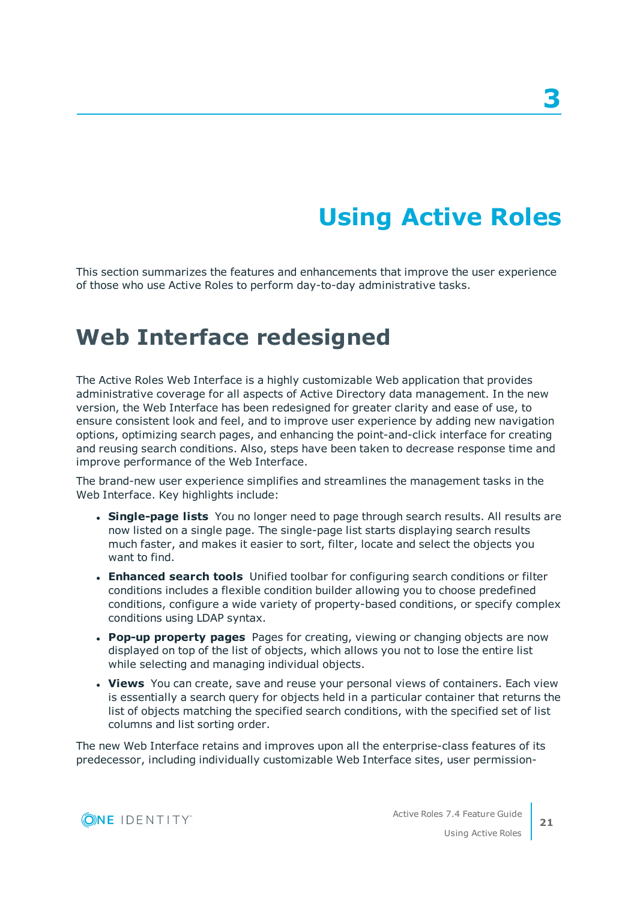# 3

# Using Active Roles

This section summarizes the features and enhancements that improve the user experience of those who use Active Roles to perform day-to-day administrative tasks.

## Web Interface redesigned

The Active Roles Web Interface is a highly customizable Web application that provides administrative coverage for all aspects of Active Directory data management. In the new version, the Web Interface has been redesigned for greater clarity and ease of use, to ensure consistent look and feel, and to improve user experience by adding new navigation options, optimizing search pages, and enhancing the point-and-click interface for creating and reusing search conditions. Also, steps have been taken to decrease response time and improve performance of the Web Interface.

The brand-new user experience simplifies and streamlines the management tasks in the Web Interface. Key highlights include:

- **Single-page lists** You no longer need to page through search results. All results are now listed on a single page. The single-page list starts displaying search results much faster, and makes it easier to sort, filter, locate and select the objects you want to find.
- **Enhanced search tools** Unified toolbar for configuring search conditions or filter conditions includes a flexible condition builder allowing you to choose predefined conditions, configure a wide variety of property-based conditions, or specify complex conditions using LDAP syntax.
- **Pop-up property pages** Pages for creating, viewing or changing objects are now displayed on top of the list of objects, which allows you not to lose the entire list while selecting and managing individual objects.
- **Views** You can create, save and reuse your personal views of containers. Each view is essentially a search query for objects held in a particular container that returns the list of objects matching the specified search conditions, with the specified set of list columns and list sorting order.

The new Web Interface retains and improves upon all the enterprise-class features of its predecessor, including individually customizable Web Interface sites, user permission-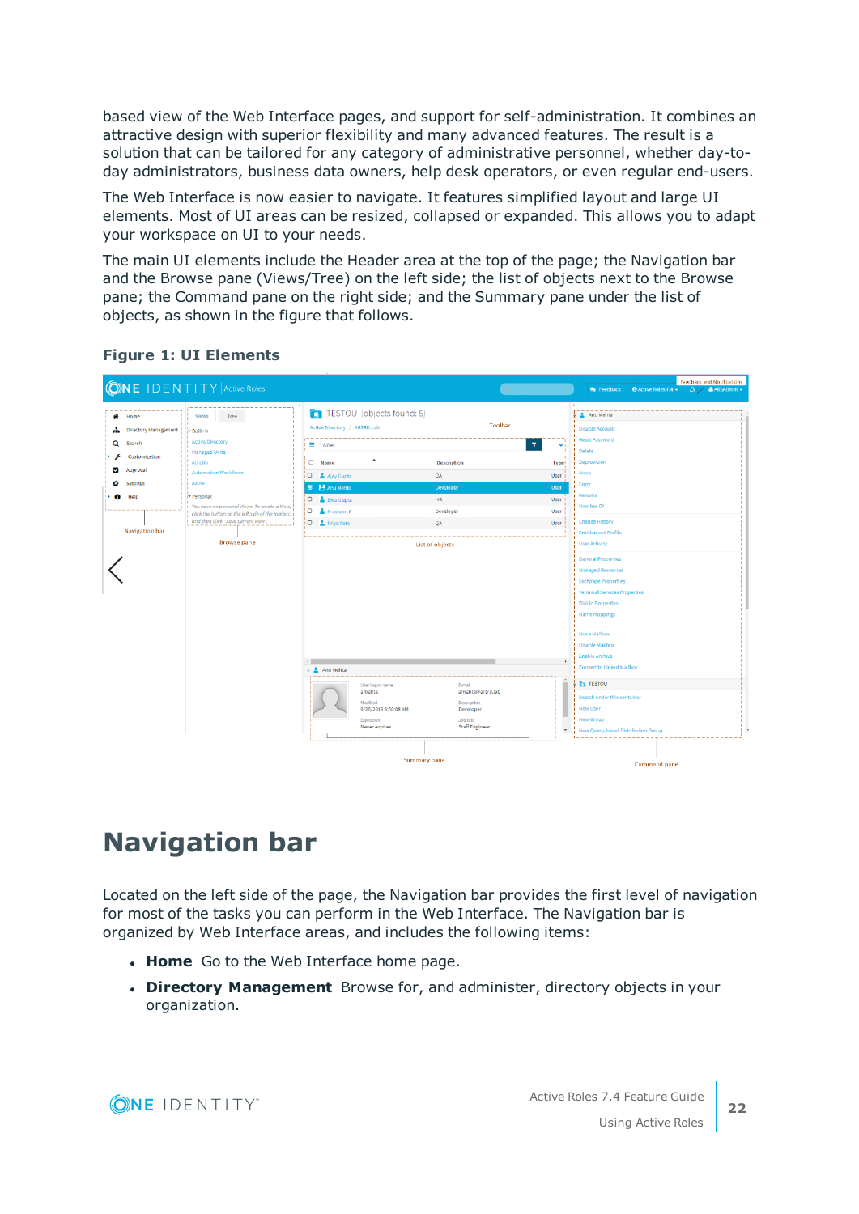based view of the Web Interface pages, and support for self-administration. It combines an attractive design with superior flexibility and many advanced features. The result is a solution that can be tailored for any category of administrative personnel, whether day-to-day administrators, business data owners, help desk operators, or even regular end-users.

The Web Interface is now easier to navigate. It features simplified layout and large UI elements. Most of UI areas can be resized, collapsed or expanded. This allows you to adapt your workspace on UI to your needs.

The main UI elements include the Header area at the top of the page; the Navigation bar and the Browse pane (Views/Tree) on the left side; the list of objects next to the Browse pane; the Command pane on the right side; and the Summary pane under the list of objects, as shown in the figure that follows.

**Figure 1: UI Elements**

# Navigation bar

Located on the left side of the page, the Navigation bar provides the first level of navigation for most of the tasks you can perform in the Web Interface. The Navigation bar is organized by Web Interface areas, and includes the following items:

- **Home** Go to the Web Interface home page.
- **Directory Management** Browse for, and administer, directory objects in your organization.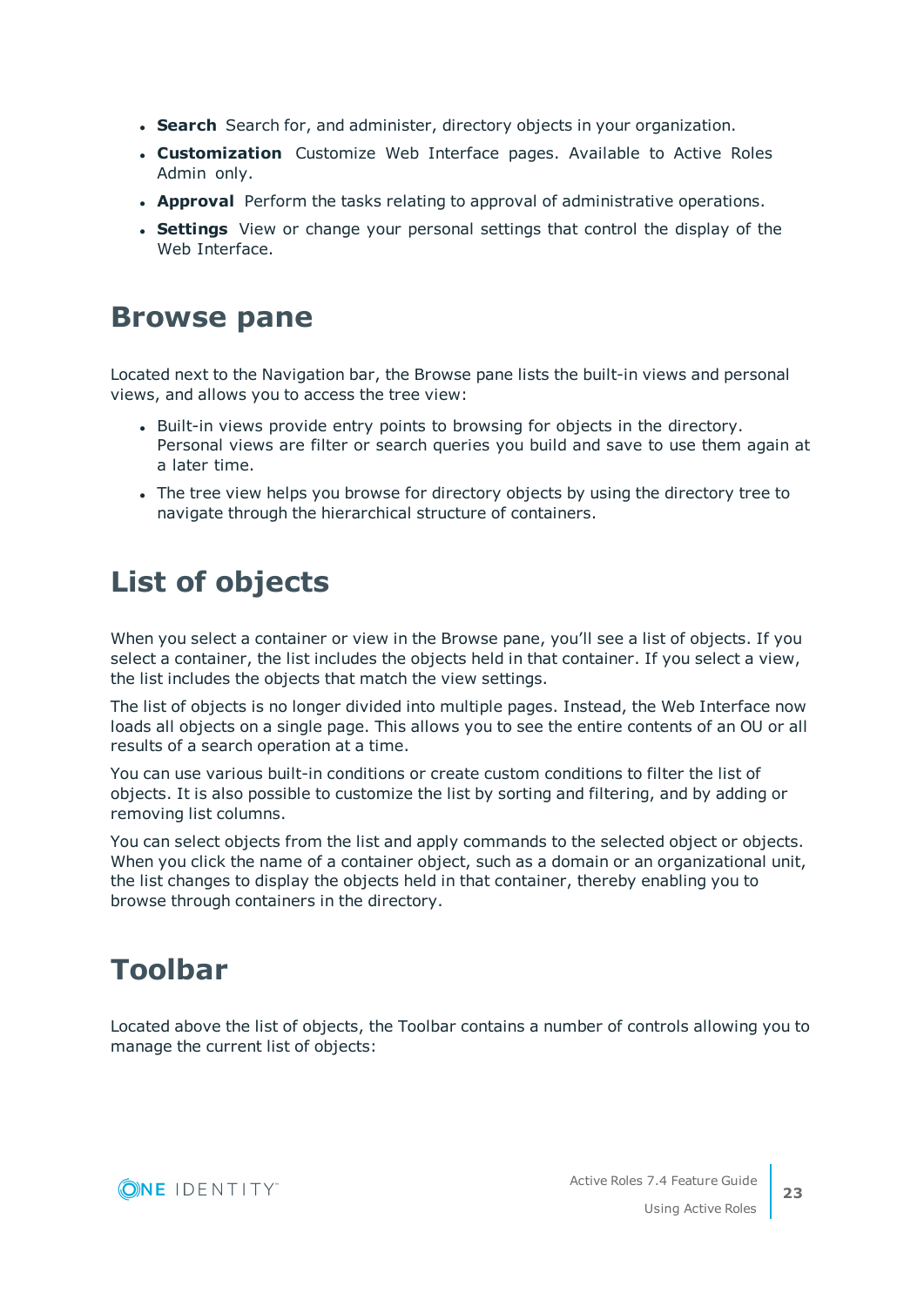- **Search** Search for, and administer, directory objects in your organization.
- **Customization** Customize Web Interface pages. Available to Active Roles Admin only.
- **Approval** Perform the tasks relating to approval of administrative operations.
- **Settings** View or change your personal settings that control the display of the Web Interface.

## Browse pane

Located next to the Navigation bar, the Browse pane lists the built-in views and personal views, and allows you to access the tree view:

- Built-in views provide entry points to browsing for objects in the directory. Personal views are filter or search queries you build and save to use them again at a later time.
- The tree view helps you browse for directory objects by using the directory tree to navigate through the hierarchical structure of containers.

## List of objects

When you select a container or view in the Browse pane, you'll see a list of objects. If you select a container, the list includes the objects held in that container. If you select a view, the list includes the objects that match the view settings.

The list of objects is no longer divided into multiple pages. Instead, the Web Interface now loads all objects on a single page. This allows you to see the entire contents of an OU or all results of a search operation at a time.

You can use various built-in conditions or create custom conditions to filter the list of objects. It is also possible to customize the list by sorting and filtering, and by adding or removing list columns.

You can select objects from the list and apply commands to the selected object or objects. When you click the name of a container object, such as a domain or an organizational unit, the list changes to display the objects held in that container, thereby enabling you to browse through containers in the directory.

## Toolbar

Located above the list of objects, the Toolbar contains a number of controls allowing you to manage the current list of objects: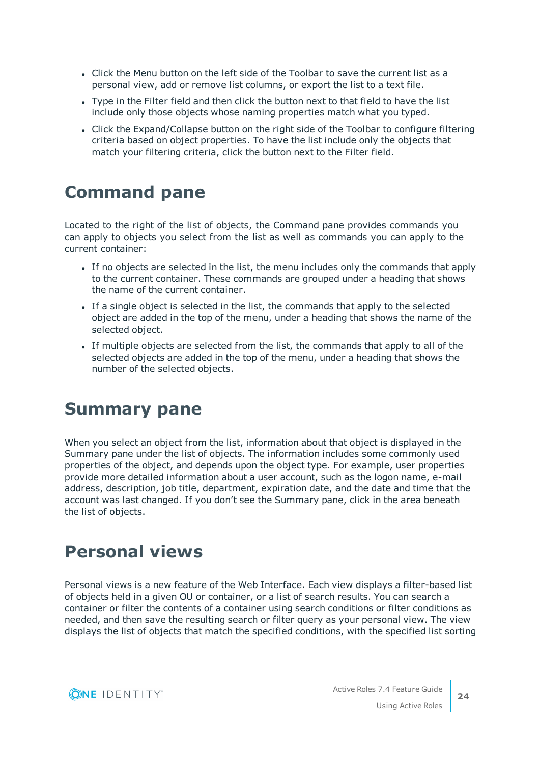- Click the Menu button on the left side of the Toolbar to save the current list as a personal view, add or remove list columns, or export the list to a text file.
- Type in the Filter field and then click the button next to that field to have the list include only those objects whose naming properties match what you typed.
- Click the Expand/Collapse button on the right side of the Toolbar to configure filtering criteria based on object properties. To have the list include only the objects that match your filtering criteria, click the button next to the Filter field.

# Command pane

Located to the right of the list of objects, the Command pane provides commands you can apply to objects you select from the list as well as commands you can apply to the current container:

- If no objects are selected in the list, the menu includes only the commands that apply to the current container. These commands are grouped under a heading that shows the name of the current container.
- If a single object is selected in the list, the commands that apply to the selected object are added in the top of the menu, under a heading that shows the name of the selected object.
- If multiple objects are selected from the list, the commands that apply to all of the selected objects are added in the top of the menu, under a heading that shows the number of the selected objects.

# Summary pane

When you select an object from the list, information about that object is displayed in the Summary pane under the list of objects. The information includes some commonly used properties of the object, and depends upon the object type. For example, user properties provide more detailed information about a user account, such as the logon name, e-mail address, description, job title, department, expiration date, and the date and time that the account was last changed. If you don't see the Summary pane, click in the area beneath the list of objects.

# Personal views

Personal views is a new feature of the Web Interface. Each view displays a filter-based list of objects held in a given OU or container, or a list of search results. You can search a container or filter the contents of a container using search conditions or filter conditions as needed, and then save the resulting search or filter query as your personal view. The view displays the list of objects that match the specified conditions, with the specified list sorting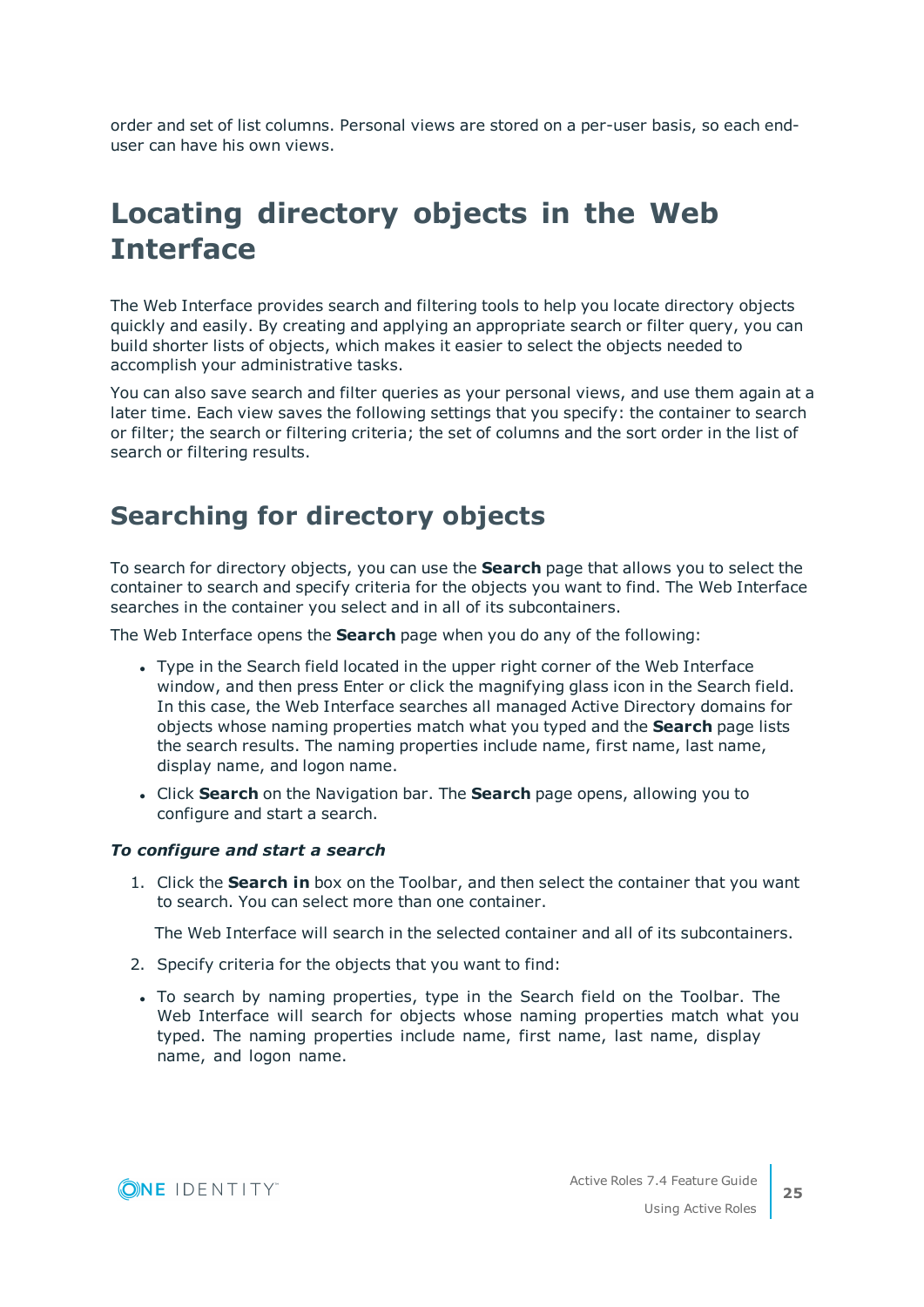order and set of list columns. Personal views are stored on a per-user basis, so each end-user can have his own views.

# Locating directory objects in the Web Interface

The Web Interface provides search and filtering tools to help you locate directory objects quickly and easily. By creating and applying an appropriate search or filter query, you can build shorter lists of objects, which makes it easier to select the objects needed to accomplish your administrative tasks.

You can also save search and filter queries as your personal views, and use them again at a later time. Each view saves the following settings that you specify: the container to search or filter; the search or filtering criteria; the set of columns and the sort order in the list of search or filtering results.

## Searching for directory objects

To search for directory objects, you can use the **Search** page that allows you to select the container to search and specify criteria for the objects you want to find. The Web Interface searches in the container you select and in all of its subcontainers.

The Web Interface opens the **Search** page when you do any of the following:

- Type in the Search field located in the upper right corner of the Web Interface window, and then press Enter or click the magnifying glass icon in the Search field. In this case, the Web Interface searches all managed Active Directory domains for objects whose naming properties match what you typed and the **Search** page lists the search results. The naming properties include name, first name, last name, display name, and logon name.
- Click **Search** on the Navigation bar. The **Search** page opens, allowing you to configure and start a search.

***To configure and start a search***

1. Click the **Search in** box on the Toolbar, and then select the container that you want to search. You can select more than one container.

   The Web Interface will search in the selected container and all of its subcontainers.

2. Specify criteria for the objects that you want to find:

   - To search by naming properties, type in the Search field on the Toolbar. The Web Interface will search for objects whose naming properties match what you typed. The naming properties include name, first name, last name, display name, and logon name.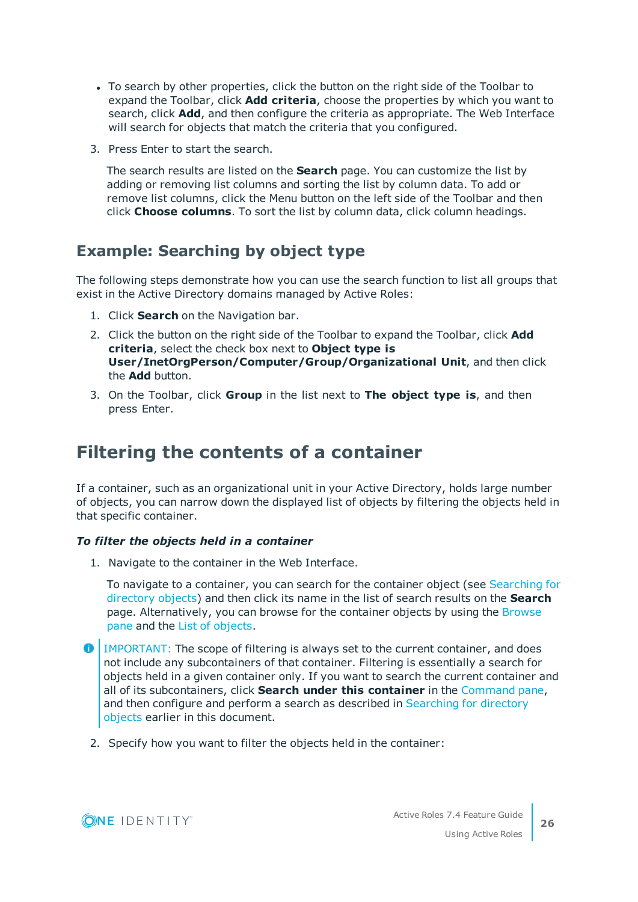- To search by other properties, click the button on the right side of the Toolbar to expand the Toolbar, click **Add criteria**, choose the properties by which you want to search, click **Add**, and then configure the criteria as appropriate. The Web Interface will search for objects that match the criteria that you configured.

3. Press Enter to start the search.

   The search results are listed on the **Search** page. You can customize the list by adding or removing list columns and sorting the list by column data. To add or remove list columns, click the Menu button on the left side of the Toolbar and then click **Choose columns**. To sort the list by column data, click column headings.

## Example: Searching by object type

The following steps demonstrate how you can use the search function to list all groups that exist in the Active Directory domains managed by Active Roles:

1. Click **Search** on the Navigation bar.
2. Click the button on the right side of the Toolbar to expand the Toolbar, click **Add criteria**, select the check box next to **Object type is User/InetOrgPerson/Computer/Group/Organizational Unit**, and then click the **Add** button.
3. On the Toolbar, click **Group** in the list next to **The object type is**, and then press Enter.

# Filtering the contents of a container

If a container, such as an organizational unit in your Active Directory, holds large number of objects, you can narrow down the displayed list of objects by filtering the objects held in that specific container.

***To filter the objects held in a container***

1. Navigate to the container in the Web Interface.

   To navigate to a container, you can search for the container object (see Searching for directory objects) and then click its name in the list of search results on the **Search** page. Alternatively, you can browse for the container objects by using the Browse pane and the List of objects.

IMPORTANT: The scope of filtering is always set to the current container, and does not include any subcontainers of that container. Filtering is essentially a search for objects held in a given container only. If you want to search the current container and all of its subcontainers, click **Search under this container** in the Command pane, and then configure and perform a search as described in Searching for directory objects earlier in this document.

2. Specify how you want to filter the objects held in the container: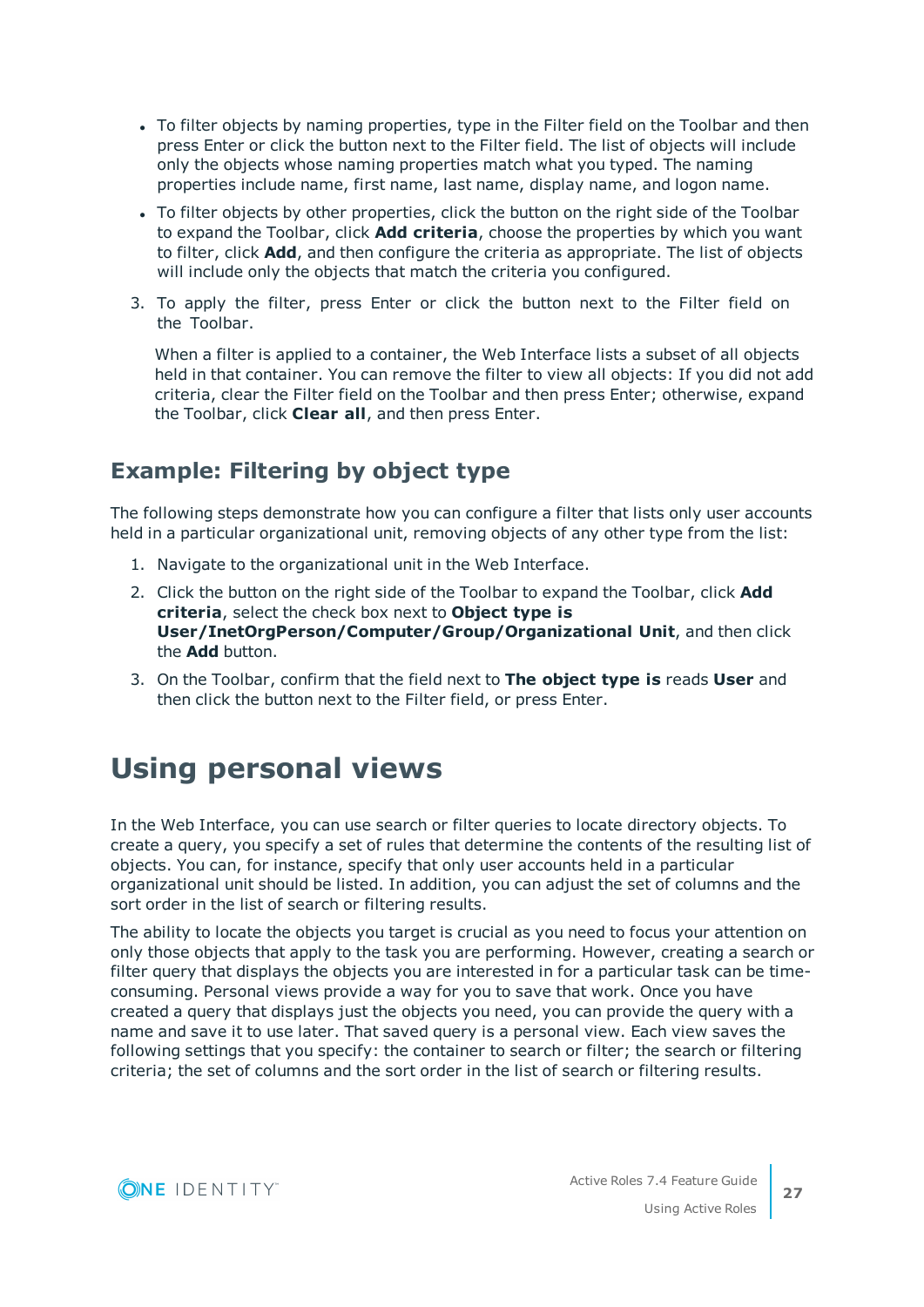- To filter objects by naming properties, type in the Filter field on the Toolbar and then press Enter or click the button next to the Filter field. The list of objects will include only the objects whose naming properties match what you typed. The naming properties include name, first name, last name, display name, and logon name.
- To filter objects by other properties, click the button on the right side of the Toolbar to expand the Toolbar, click **Add criteria**, choose the properties by which you want to filter, click **Add**, and then configure the criteria as appropriate. The list of objects will include only the objects that match the criteria you configured.

3. To apply the filter, press Enter or click the button next to the Filter field on the Toolbar.

   When a filter is applied to a container, the Web Interface lists a subset of all objects held in that container. You can remove the filter to view all objects: If you did not add criteria, clear the Filter field on the Toolbar and then press Enter; otherwise, expand the Toolbar, click **Clear all**, and then press Enter.

## Example: Filtering by object type

The following steps demonstrate how you can configure a filter that lists only user accounts held in a particular organizational unit, removing objects of any other type from the list:

1. Navigate to the organizational unit in the Web Interface.
2. Click the button on the right side of the Toolbar to expand the Toolbar, click **Add criteria**, select the check box next to **Object type is User/InetOrgPerson/Computer/Group/Organizational Unit**, and then click the **Add** button.
3. On the Toolbar, confirm that the field next to **The object type is** reads **User** and then click the button next to the Filter field, or press Enter.

# Using personal views

In the Web Interface, you can use search or filter queries to locate directory objects. To create a query, you specify a set of rules that determine the contents of the resulting list of objects. You can, for instance, specify that only user accounts held in a particular organizational unit should be listed. In addition, you can adjust the set of columns and the sort order in the list of search or filtering results.

The ability to locate the objects you target is crucial as you need to focus your attention on only those objects that apply to the task you are performing. However, creating a search or filter query that displays the objects you are interested in for a particular task can be time-consuming. Personal views provide a way for you to save that work. Once you have created a query that displays just the objects you need, you can provide the query with a name and save it to use later. That saved query is a personal view. Each view saves the following settings that you specify: the container to search or filter; the search or filtering criteria; the set of columns and the sort order in the list of search or filtering results.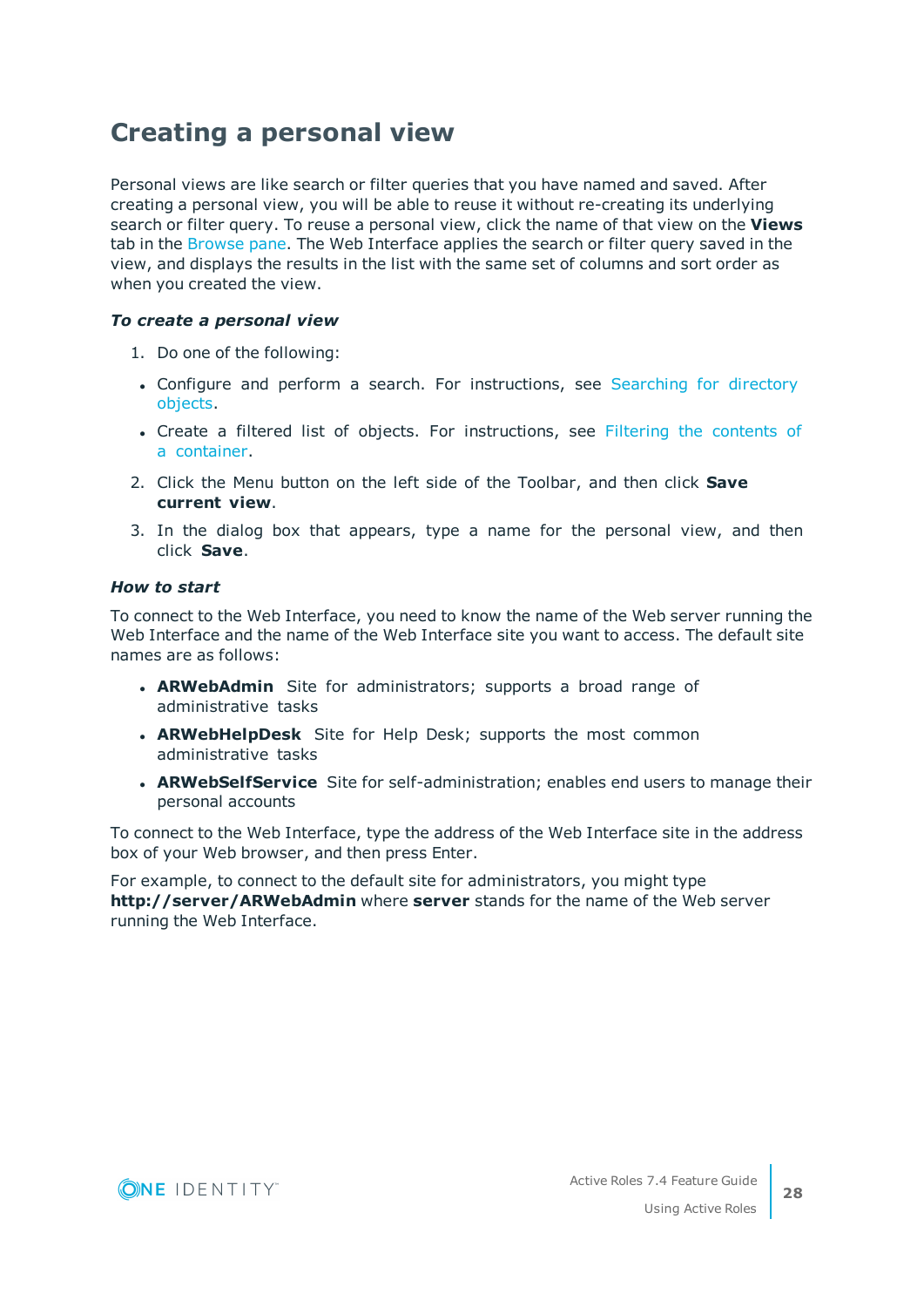# Creating a personal view

Personal views are like search or filter queries that you have named and saved. After creating a personal view, you will be able to reuse it without re-creating its underlying search or filter query. To reuse a personal view, click the name of that view on the **Views** tab in the Browse pane. The Web Interface applies the search or filter query saved in the view, and displays the results in the list with the same set of columns and sort order as when you created the view.

***To create a personal view***

1. Do one of the following:
   - Configure and perform a search. For instructions, see Searching for directory objects.
   - Create a filtered list of objects. For instructions, see Filtering the contents of a container.
2. Click the Menu button on the left side of the Toolbar, and then click **Save current view**.
3. In the dialog box that appears, type a name for the personal view, and then click **Save**.

***How to start***

To connect to the Web Interface, you need to know the name of the Web server running the Web Interface and the name of the Web Interface site you want to access. The default site names are as follows:

- **ARWebAdmin** Site for administrators; supports a broad range of administrative tasks
- **ARWebHelpDesk** Site for Help Desk; supports the most common administrative tasks
- **ARWebSelfService** Site for self-administration; enables end users to manage their personal accounts

To connect to the Web Interface, type the address of the Web Interface site in the address box of your Web browser, and then press Enter.

For example, to connect to the default site for administrators, you might type **http://server/ARWebAdmin** where **server** stands for the name of the Web server running the Web Interface.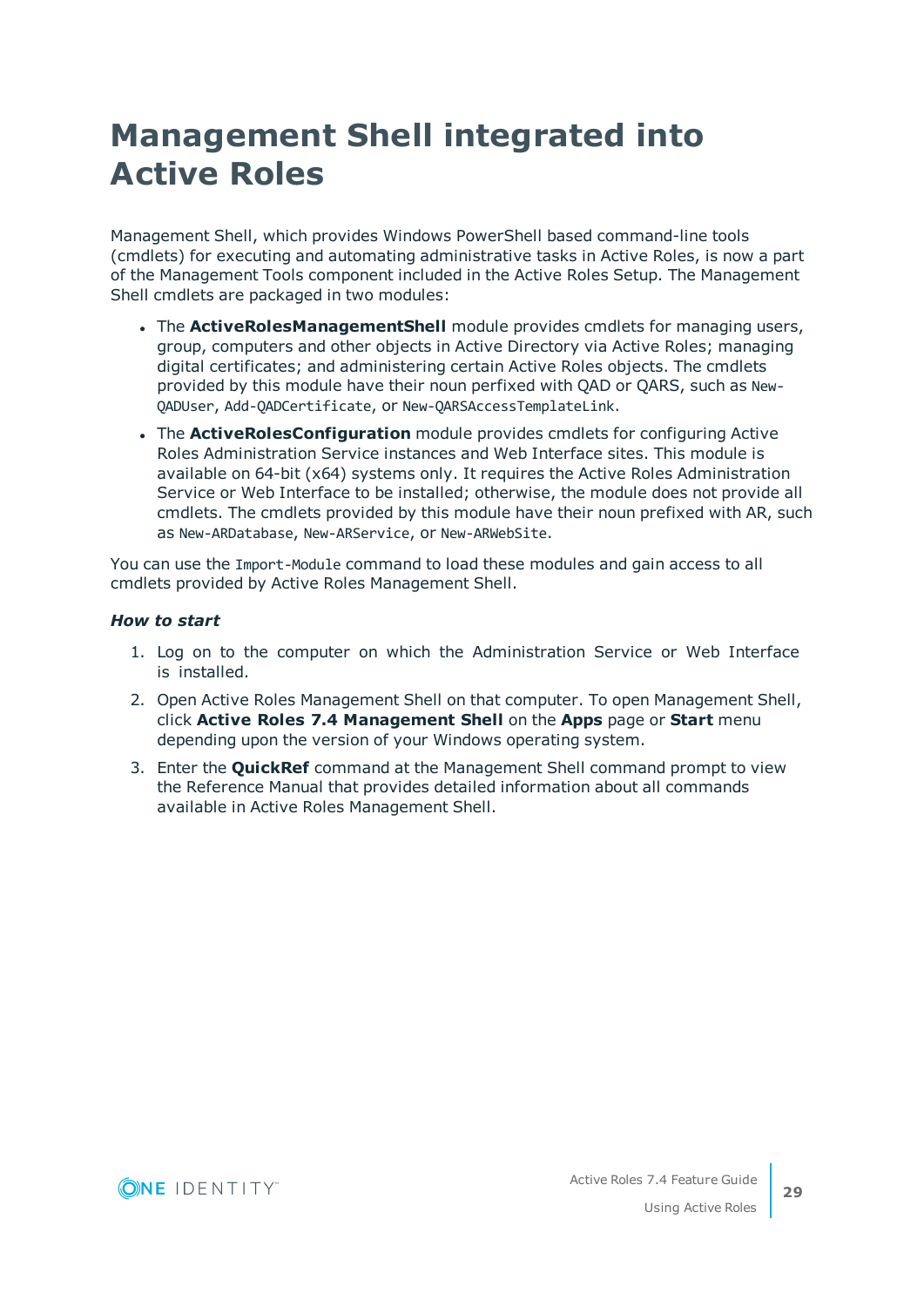# Management Shell integrated into Active Roles

Management Shell, which provides Windows PowerShell based command-line tools (cmdlets) for executing and automating administrative tasks in Active Roles, is now a part of the Management Tools component included in the Active Roles Setup. The Management Shell cmdlets are packaged in two modules:

- The **ActiveRolesManagementShell** module provides cmdlets for managing users, group, computers and other objects in Active Directory via Active Roles; managing digital certificates; and administering certain Active Roles objects. The cmdlets provided by this module have their noun perfixed with QAD or QARS, such as `New-QADUser`, `Add-QADCertificate`, or `New-QARSAccessTemplateLink`.
- The **ActiveRolesConfiguration** module provides cmdlets for configuring Active Roles Administration Service instances and Web Interface sites. This module is available on 64-bit (x64) systems only. It requires the Active Roles Administration Service or Web Interface to be installed; otherwise, the module does not provide all cmdlets. The cmdlets provided by this module have their noun prefixed with AR, such as `New-ARDatabase`, `New-ARService`, or `New-ARWebSite`.

You can use the `Import-Module` command to load these modules and gain access to all cmdlets provided by Active Roles Management Shell.

***How to start***

1. Log on to the computer on which the Administration Service or Web Interface is installed.
2. Open Active Roles Management Shell on that computer. To open Management Shell, click **Active Roles 7.4 Management Shell** on the **Apps** page or **Start** menu depending upon the version of your Windows operating system.
3. Enter the **QuickRef** command at the Management Shell command prompt to view the Reference Manual that provides detailed information about all commands available in Active Roles Management Shell.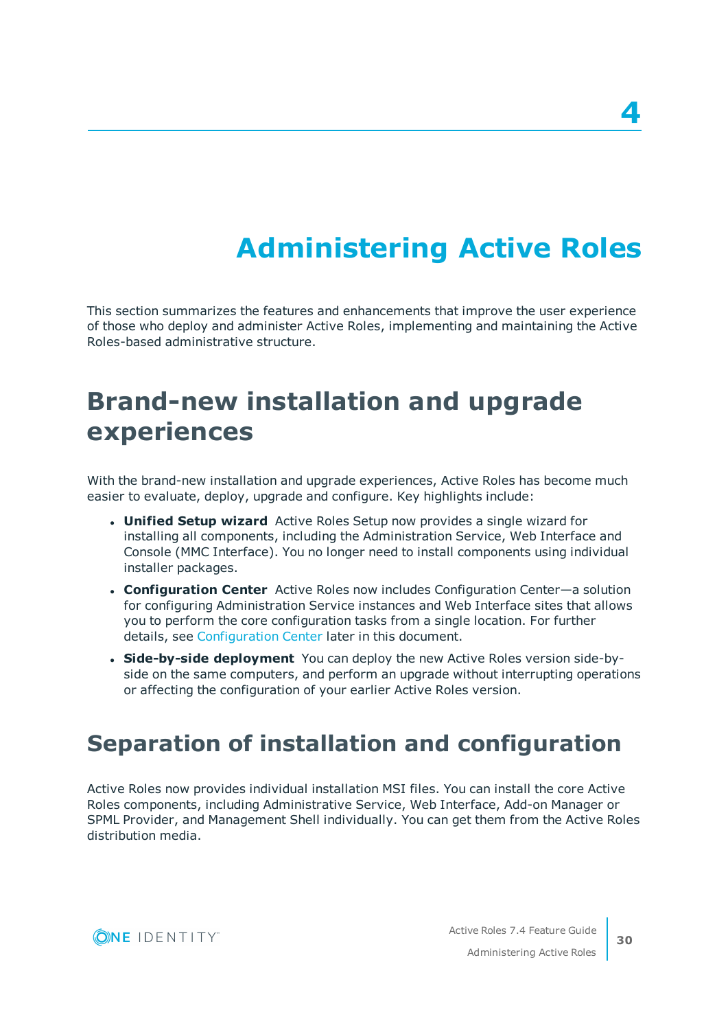# 4

# Administering Active Roles

This section summarizes the features and enhancements that improve the user experience of those who deploy and administer Active Roles, implementing and maintaining the Active Roles-based administrative structure.

## Brand-new installation and upgrade experiences

With the brand-new installation and upgrade experiences, Active Roles has become much easier to evaluate, deploy, upgrade and configure. Key highlights include:

- **Unified Setup wizard** Active Roles Setup now provides a single wizard for installing all components, including the Administration Service, Web Interface and Console (MMC Interface). You no longer need to install components using individual installer packages.
- **Configuration Center** Active Roles now includes Configuration Center—a solution for configuring Administration Service instances and Web Interface sites that allows you to perform the core configuration tasks from a single location. For further details, see Configuration Center later in this document.
- **Side-by-side deployment** You can deploy the new Active Roles version side-by-side on the same computers, and perform an upgrade without interrupting operations or affecting the configuration of your earlier Active Roles version.

## Separation of installation and configuration

Active Roles now provides individual installation MSI files. You can install the core Active Roles components, including Administrative Service, Web Interface, Add-on Manager or SPML Provider, and Management Shell individually. You can get them from the Active Roles distribution media.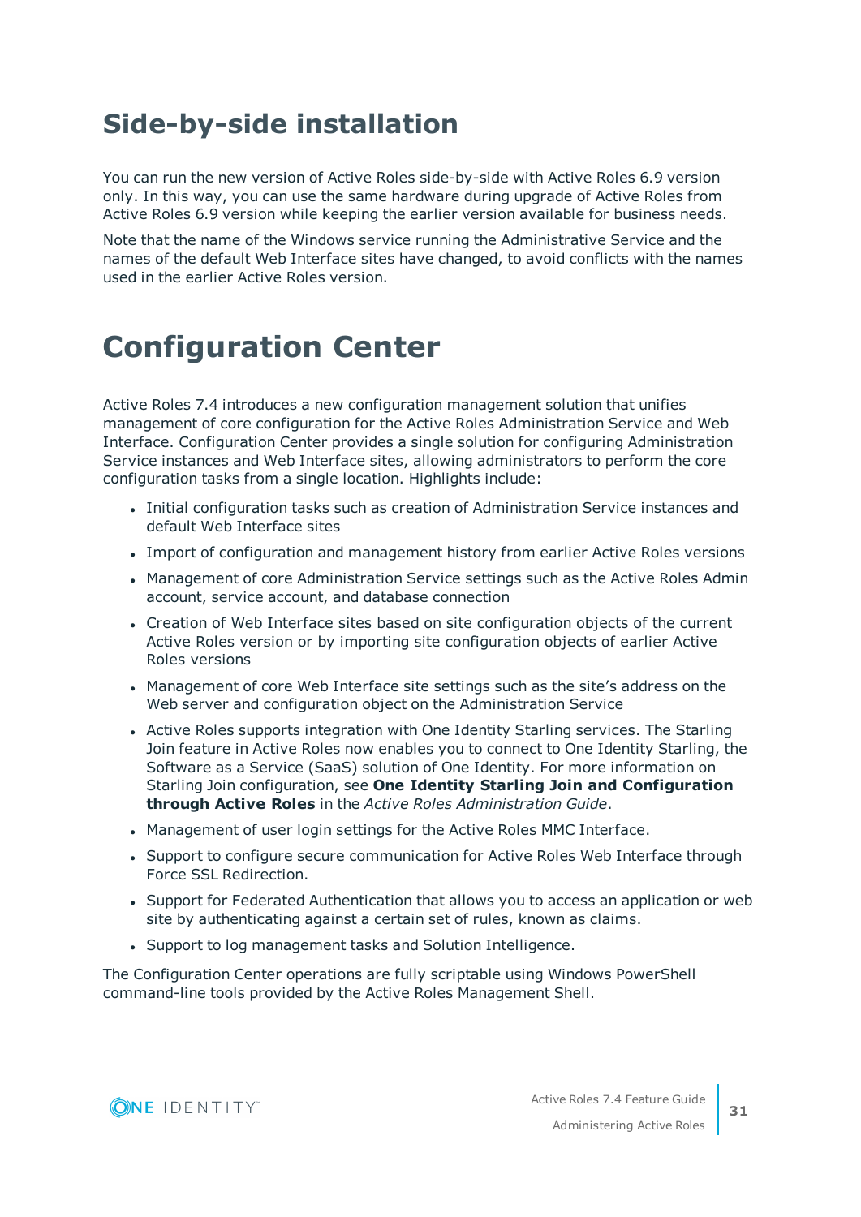# Side-by-side installation

You can run the new version of Active Roles side-by-side with Active Roles 6.9 version only. In this way, you can use the same hardware during upgrade of Active Roles from Active Roles 6.9 version while keeping the earlier version available for business needs.

Note that the name of the Windows service running the Administrative Service and the names of the default Web Interface sites have changed, to avoid conflicts with the names used in the earlier Active Roles version.

# Configuration Center

Active Roles 7.4 introduces a new configuration management solution that unifies management of core configuration for the Active Roles Administration Service and Web Interface. Configuration Center provides a single solution for configuring Administration Service instances and Web Interface sites, allowing administrators to perform the core configuration tasks from a single location. Highlights include:

- Initial configuration tasks such as creation of Administration Service instances and default Web Interface sites
- Import of configuration and management history from earlier Active Roles versions
- Management of core Administration Service settings such as the Active Roles Admin account, service account, and database connection
- Creation of Web Interface sites based on site configuration objects of the current Active Roles version or by importing site configuration objects of earlier Active Roles versions
- Management of core Web Interface site settings such as the site's address on the Web server and configuration object on the Administration Service
- Active Roles supports integration with One Identity Starling services. The Starling Join feature in Active Roles now enables you to connect to One Identity Starling, the Software as a Service (SaaS) solution of One Identity. For more information on Starling Join configuration, see **One Identity Starling Join and Configuration through Active Roles** in the *Active Roles Administration Guide*.
- Management of user login settings for the Active Roles MMC Interface.
- Support to configure secure communication for Active Roles Web Interface through Force SSL Redirection.
- Support for Federated Authentication that allows you to access an application or web site by authenticating against a certain set of rules, known as claims.
- Support to log management tasks and Solution Intelligence.

The Configuration Center operations are fully scriptable using Windows PowerShell command-line tools provided by the Active Roles Management Shell.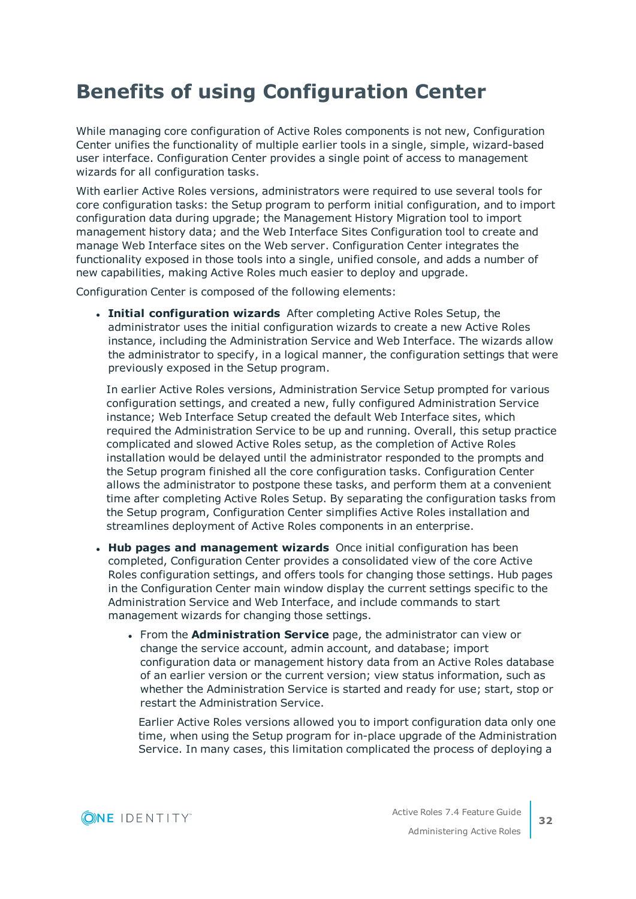# Benefits of using Configuration Center

While managing core configuration of Active Roles components is not new, Configuration Center unifies the functionality of multiple earlier tools in a single, simple, wizard-based user interface. Configuration Center provides a single point of access to management wizards for all configuration tasks.

With earlier Active Roles versions, administrators were required to use several tools for core configuration tasks: the Setup program to perform initial configuration, and to import configuration data during upgrade; the Management History Migration tool to import management history data; and the Web Interface Sites Configuration tool to create and manage Web Interface sites on the Web server. Configuration Center integrates the functionality exposed in those tools into a single, unified console, and adds a number of new capabilities, making Active Roles much easier to deploy and upgrade.

Configuration Center is composed of the following elements:

- **Initial configuration wizards** After completing Active Roles Setup, the administrator uses the initial configuration wizards to create a new Active Roles instance, including the Administration Service and Web Interface. The wizards allow the administrator to specify, in a logical manner, the configuration settings that were previously exposed in the Setup program.

  In earlier Active Roles versions, Administration Service Setup prompted for various configuration settings, and created a new, fully configured Administration Service instance; Web Interface Setup created the default Web Interface sites, which required the Administration Service to be up and running. Overall, this setup practice complicated and slowed Active Roles setup, as the completion of Active Roles installation would be delayed until the administrator responded to the prompts and the Setup program finished all the core configuration tasks. Configuration Center allows the administrator to postpone these tasks, and perform them at a convenient time after completing Active Roles Setup. By separating the configuration tasks from the Setup program, Configuration Center simplifies Active Roles installation and streamlines deployment of Active Roles components in an enterprise.

- **Hub pages and management wizards** Once initial configuration has been completed, Configuration Center provides a consolidated view of the core Active Roles configuration settings, and offers tools for changing those settings. Hub pages in the Configuration Center main window display the current settings specific to the Administration Service and Web Interface, and include commands to start management wizards for changing those settings.

  - From the **Administration Service** page, the administrator can view or change the service account, admin account, and database; import configuration data or management history data from an Active Roles database of an earlier version or the current version; view status information, such as whether the Administration Service is started and ready for use; start, stop or restart the Administration Service.

    Earlier Active Roles versions allowed you to import configuration data only one time, when using the Setup program for in-place upgrade of the Administration Service. In many cases, this limitation complicated the process of deploying a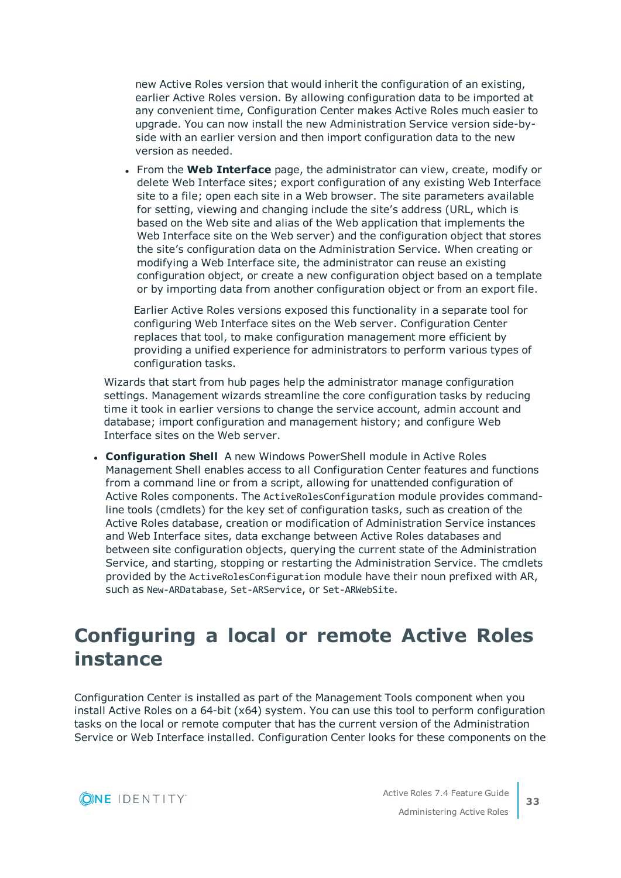new Active Roles version that would inherit the configuration of an existing, earlier Active Roles version. By allowing configuration data to be imported at any convenient time, Configuration Center makes Active Roles much easier to upgrade. You can now install the new Administration Service version side-by-side with an earlier version and then import configuration data to the new version as needed.

- From the **Web Interface** page, the administrator can view, create, modify or delete Web Interface sites; export configuration of any existing Web Interface site to a file; open each site in a Web browser. The site parameters available for setting, viewing and changing include the site's address (URL, which is based on the Web site and alias of the Web application that implements the Web Interface site on the Web server) and the configuration object that stores the site's configuration data on the Administration Service. When creating or modifying a Web Interface site, the administrator can reuse an existing configuration object, or create a new configuration object based on a template or by importing data from another configuration object or from an export file.

  Earlier Active Roles versions exposed this functionality in a separate tool for configuring Web Interface sites on the Web server. Configuration Center replaces that tool, to make configuration management more efficient by providing a unified experience for administrators to perform various types of configuration tasks.

Wizards that start from hub pages help the administrator manage configuration settings. Management wizards streamline the core configuration tasks by reducing time it took in earlier versions to change the service account, admin account and database; import configuration and management history; and configure Web Interface sites on the Web server.

- **Configuration Shell** A new Windows PowerShell module in Active Roles Management Shell enables access to all Configuration Center features and functions from a command line or from a script, allowing for unattended configuration of Active Roles components. The `ActiveRolesConfiguration` module provides command-line tools (cmdlets) for the key set of configuration tasks, such as creation of the Active Roles database, creation or modification of Administration Service instances and Web Interface sites, data exchange between Active Roles databases and between site configuration objects, querying the current state of the Administration Service, and starting, stopping or restarting the Administration Service. The cmdlets provided by the `ActiveRolesConfiguration` module have their noun prefixed with AR, such as `New-ARDatabase`, `Set-ARService`, or `Set-ARWebSite`.

# Configuring a local or remote Active Roles instance

Configuration Center is installed as part of the Management Tools component when you install Active Roles on a 64-bit (x64) system. You can use this tool to perform configuration tasks on the local or remote computer that has the current version of the Administration Service or Web Interface installed. Configuration Center looks for these components on the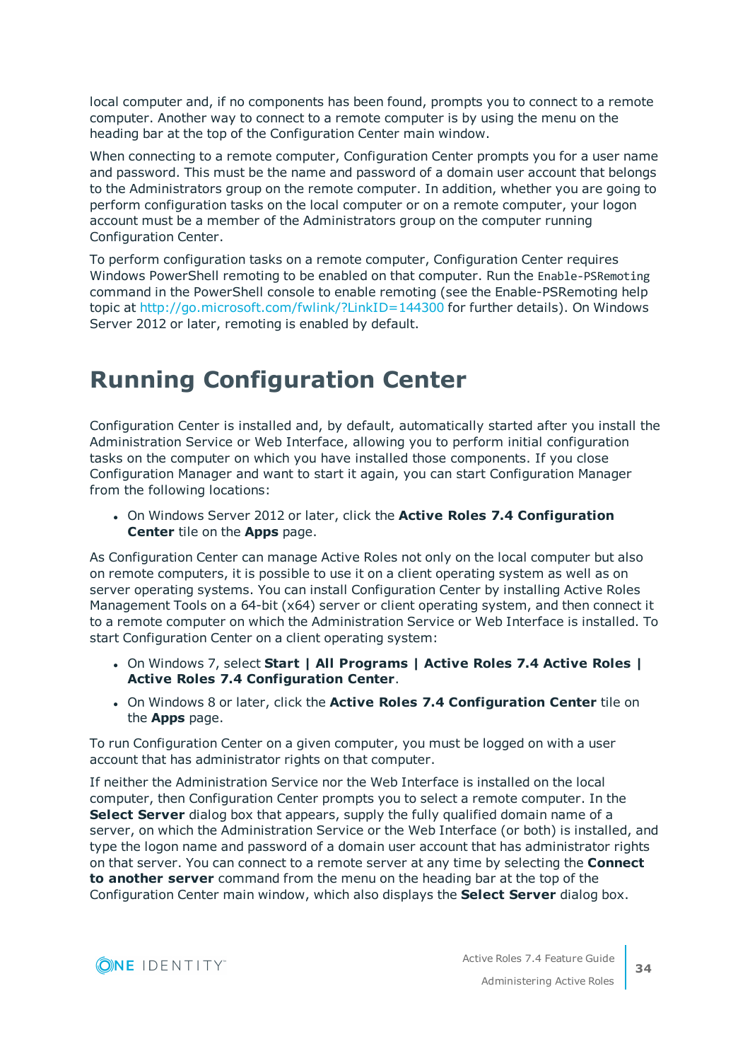local computer and, if no components has been found, prompts you to connect to a remote computer. Another way to connect to a remote computer is by using the menu on the heading bar at the top of the Configuration Center main window.

When connecting to a remote computer, Configuration Center prompts you for a user name and password. This must be the name and password of a domain user account that belongs to the Administrators group on the remote computer. In addition, whether you are going to perform configuration tasks on the local computer or on a remote computer, your logon account must be a member of the Administrators group on the computer running Configuration Center.

To perform configuration tasks on a remote computer, Configuration Center requires Windows PowerShell remoting to be enabled on that computer. Run the `Enable-PSRemoting` command in the PowerShell console to enable remoting (see the Enable-PSRemoting help topic at http://go.microsoft.com/fwlink/?LinkID=144300 for further details). On Windows Server 2012 or later, remoting is enabled by default.

# Running Configuration Center

Configuration Center is installed and, by default, automatically started after you install the Administration Service or Web Interface, allowing you to perform initial configuration tasks on the computer on which you have installed those components. If you close Configuration Manager and want to start it again, you can start Configuration Manager from the following locations:

- On Windows Server 2012 or later, click the **Active Roles 7.4 Configuration Center** tile on the **Apps** page.

As Configuration Center can manage Active Roles not only on the local computer but also on remote computers, it is possible to use it on a client operating system as well as on server operating systems. You can install Configuration Center by installing Active Roles Management Tools on a 64-bit (x64) server or client operating system, and then connect it to a remote computer on which the Administration Service or Web Interface is installed. To start Configuration Center on a client operating system:

- On Windows 7, select **Start | All Programs | Active Roles 7.4 Active Roles | Active Roles 7.4 Configuration Center**.
- On Windows 8 or later, click the **Active Roles 7.4 Configuration Center** tile on the **Apps** page.

To run Configuration Center on a given computer, you must be logged on with a user account that has administrator rights on that computer.

If neither the Administration Service nor the Web Interface is installed on the local computer, then Configuration Center prompts you to select a remote computer. In the **Select Server** dialog box that appears, supply the fully qualified domain name of a server, on which the Administration Service or the Web Interface (or both) is installed, and type the logon name and password of a domain user account that has administrator rights on that server. You can connect to a remote server at any time by selecting the **Connect to another server** command from the menu on the heading bar at the top of the Configuration Center main window, which also displays the **Select Server** dialog box.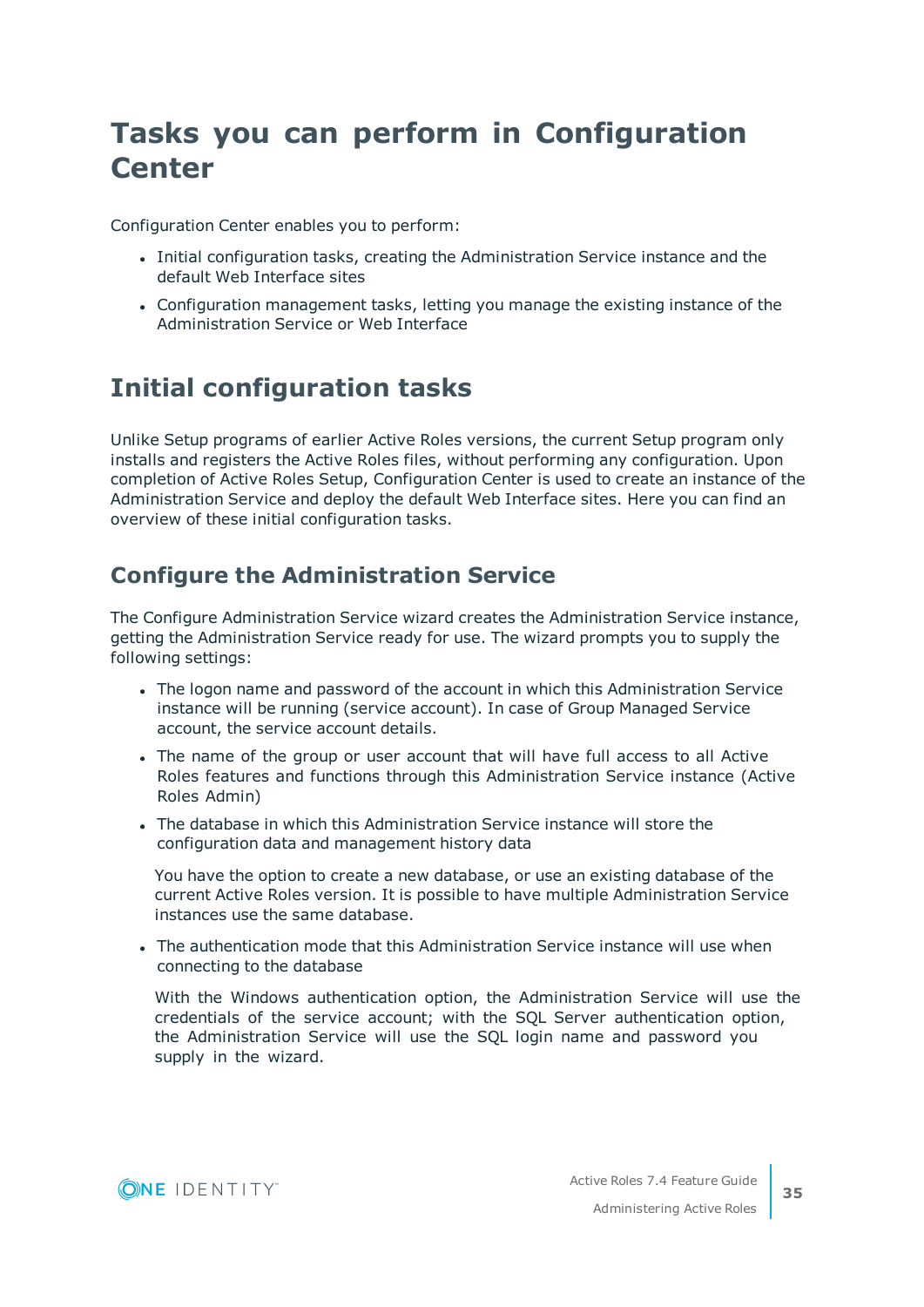# Tasks you can perform in Configuration Center

Configuration Center enables you to perform:

- Initial configuration tasks, creating the Administration Service instance and the default Web Interface sites
- Configuration management tasks, letting you manage the existing instance of the Administration Service or Web Interface

# Initial configuration tasks

Unlike Setup programs of earlier Active Roles versions, the current Setup program only installs and registers the Active Roles files, without performing any configuration. Upon completion of Active Roles Setup, Configuration Center is used to create an instance of the Administration Service and deploy the default Web Interface sites. Here you can find an overview of these initial configuration tasks.

## Configure the Administration Service

The Configure Administration Service wizard creates the Administration Service instance, getting the Administration Service ready for use. The wizard prompts you to supply the following settings:

- The logon name and password of the account in which this Administration Service instance will be running (service account). In case of Group Managed Service account, the service account details.
- The name of the group or user account that will have full access to all Active Roles features and functions through this Administration Service instance (Active Roles Admin)
- The database in which this Administration Service instance will store the configuration data and management history data

  You have the option to create a new database, or use an existing database of the current Active Roles version. It is possible to have multiple Administration Service instances use the same database.

- The authentication mode that this Administration Service instance will use when connecting to the database

  With the Windows authentication option, the Administration Service will use the credentials of the service account; with the SQL Server authentication option, the Administration Service will use the SQL login name and password you supply in the wizard.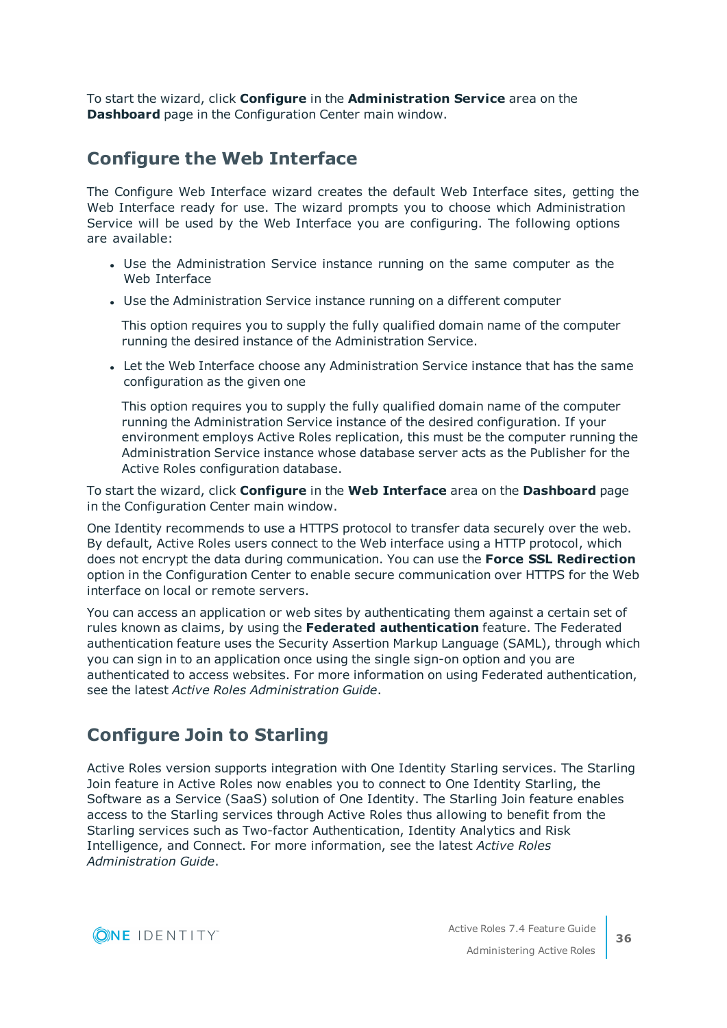To start the wizard, click **Configure** in the **Administration Service** area on the **Dashboard** page in the Configuration Center main window.

## Configure the Web Interface

The Configure Web Interface wizard creates the default Web Interface sites, getting the Web Interface ready for use. The wizard prompts you to choose which Administration Service will be used by the Web Interface you are configuring. The following options are available:

- Use the Administration Service instance running on the same computer as the Web Interface
- Use the Administration Service instance running on a different computer

  This option requires you to supply the fully qualified domain name of the computer running the desired instance of the Administration Service.

- Let the Web Interface choose any Administration Service instance that has the same configuration as the given one

  This option requires you to supply the fully qualified domain name of the computer running the Administration Service instance of the desired configuration. If your environment employs Active Roles replication, this must be the computer running the Administration Service instance whose database server acts as the Publisher for the Active Roles configuration database.

To start the wizard, click **Configure** in the **Web Interface** area on the **Dashboard** page in the Configuration Center main window.

One Identity recommends to use a HTTPS protocol to transfer data securely over the web. By default, Active Roles users connect to the Web interface using a HTTP protocol, which does not encrypt the data during communication. You can use the **Force SSL Redirection** option in the Configuration Center to enable secure communication over HTTPS for the Web interface on local or remote servers.

You can access an application or web sites by authenticating them against a certain set of rules known as claims, by using the **Federated authentication** feature. The Federated authentication feature uses the Security Assertion Markup Language (SAML), through which you can sign in to an application once using the single sign-on option and you are authenticated to access websites. For more information on using Federated authentication, see the latest *Active Roles Administration Guide*.

## Configure Join to Starling

Active Roles version supports integration with One Identity Starling services. The Starling Join feature in Active Roles now enables you to connect to One Identity Starling, the Software as a Service (SaaS) solution of One Identity. The Starling Join feature enables access to the Starling services through Active Roles thus allowing to benefit from the Starling services such as Two-factor Authentication, Identity Analytics and Risk Intelligence, and Connect. For more information, see the latest *Active Roles Administration Guide*.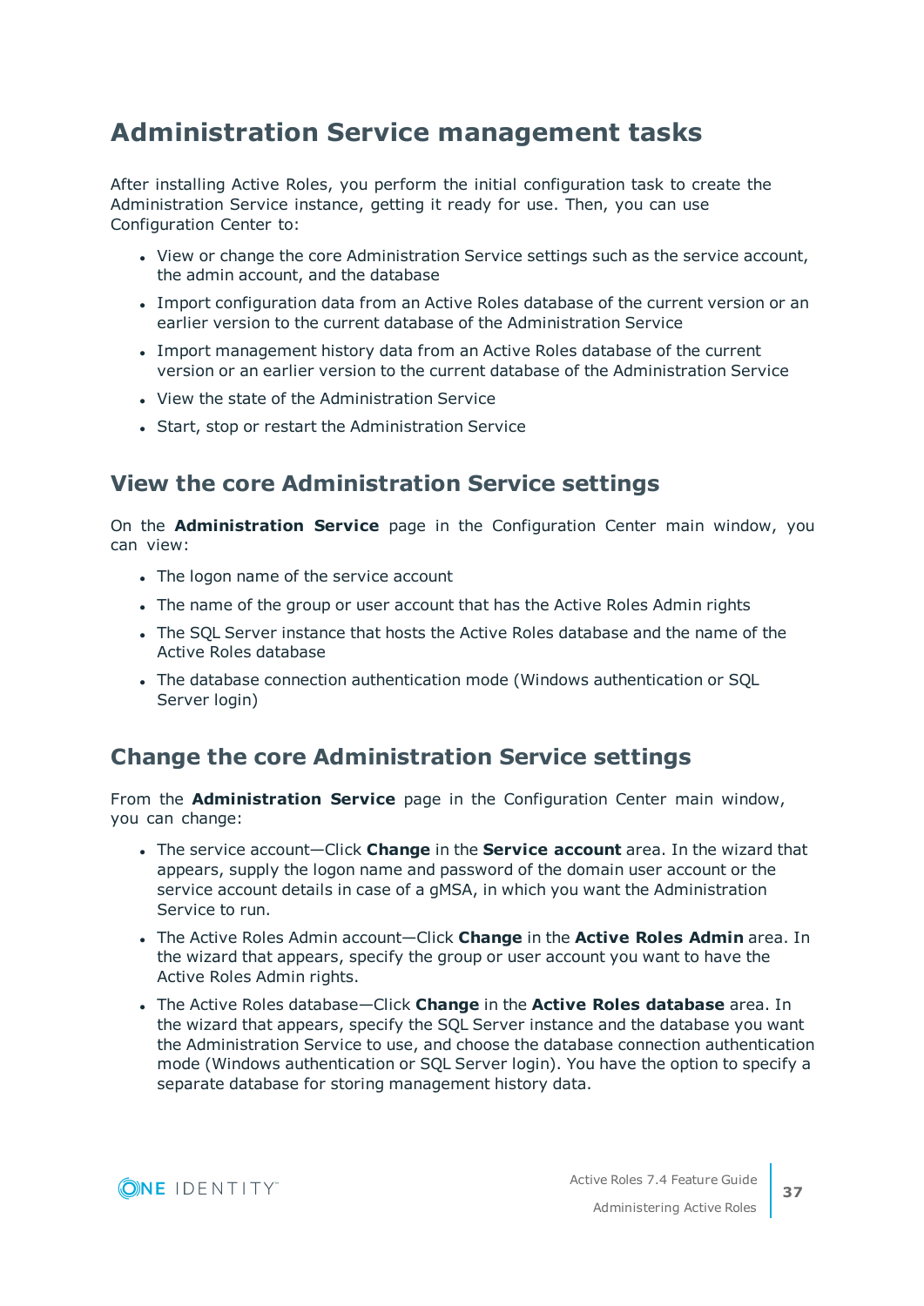# Administration Service management tasks

After installing Active Roles, you perform the initial configuration task to create the Administration Service instance, getting it ready for use. Then, you can use Configuration Center to:

- View or change the core Administration Service settings such as the service account, the admin account, and the database
- Import configuration data from an Active Roles database of the current version or an earlier version to the current database of the Administration Service
- Import management history data from an Active Roles database of the current version or an earlier version to the current database of the Administration Service
- View the state of the Administration Service
- Start, stop or restart the Administration Service

## View the core Administration Service settings

On the **Administration Service** page in the Configuration Center main window, you can view:

- The logon name of the service account
- The name of the group or user account that has the Active Roles Admin rights
- The SQL Server instance that hosts the Active Roles database and the name of the Active Roles database
- The database connection authentication mode (Windows authentication or SQL Server login)

## Change the core Administration Service settings

From the **Administration Service** page in the Configuration Center main window, you can change:

- The service account—Click **Change** in the **Service account** area. In the wizard that appears, supply the logon name and password of the domain user account or the service account details in case of a gMSA, in which you want the Administration Service to run.
- The Active Roles Admin account—Click **Change** in the **Active Roles Admin** area. In the wizard that appears, specify the group or user account you want to have the Active Roles Admin rights.
- The Active Roles database—Click **Change** in the **Active Roles database** area. In the wizard that appears, specify the SQL Server instance and the database you want the Administration Service to use, and choose the database connection authentication mode (Windows authentication or SQL Server login). You have the option to specify a separate database for storing management history data.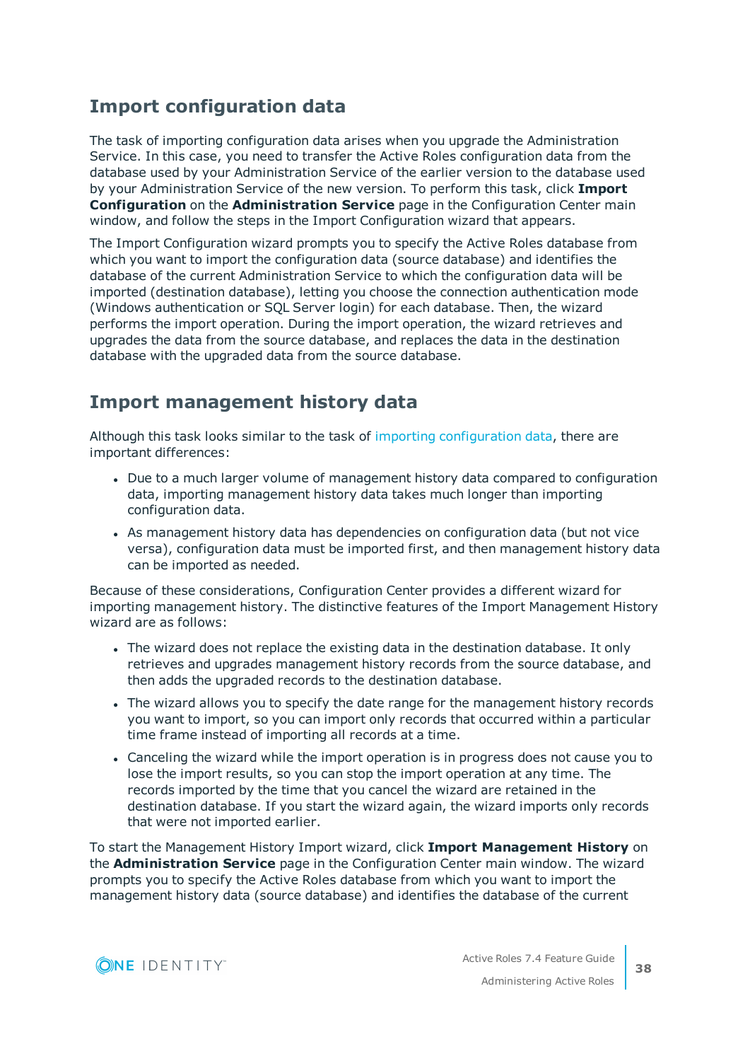## Import configuration data

The task of importing configuration data arises when you upgrade the Administration Service. In this case, you need to transfer the Active Roles configuration data from the database used by your Administration Service of the earlier version to the database used by your Administration Service of the new version. To perform this task, click **Import Configuration** on the **Administration Service** page in the Configuration Center main window, and follow the steps in the Import Configuration wizard that appears.

The Import Configuration wizard prompts you to specify the Active Roles database from which you want to import the configuration data (source database) and identifies the database of the current Administration Service to which the configuration data will be imported (destination database), letting you choose the connection authentication mode (Windows authentication or SQL Server login) for each database. Then, the wizard performs the import operation. During the import operation, the wizard retrieves and upgrades the data from the source database, and replaces the data in the destination database with the upgraded data from the source database.

## Import management history data

Although this task looks similar to the task of importing configuration data, there are important differences:

- Due to a much larger volume of management history data compared to configuration data, importing management history data takes much longer than importing configuration data.
- As management history data has dependencies on configuration data (but not vice versa), configuration data must be imported first, and then management history data can be imported as needed.

Because of these considerations, Configuration Center provides a different wizard for importing management history. The distinctive features of the Import Management History wizard are as follows:

- The wizard does not replace the existing data in the destination database. It only retrieves and upgrades management history records from the source database, and then adds the upgraded records to the destination database.
- The wizard allows you to specify the date range for the management history records you want to import, so you can import only records that occurred within a particular time frame instead of importing all records at a time.
- Canceling the wizard while the import operation is in progress does not cause you to lose the import results, so you can stop the import operation at any time. The records imported by the time that you cancel the wizard are retained in the destination database. If you start the wizard again, the wizard imports only records that were not imported earlier.

To start the Management History Import wizard, click **Import Management History** on the **Administration Service** page in the Configuration Center main window. The wizard prompts you to specify the Active Roles database from which you want to import the management history data (source database) and identifies the database of the current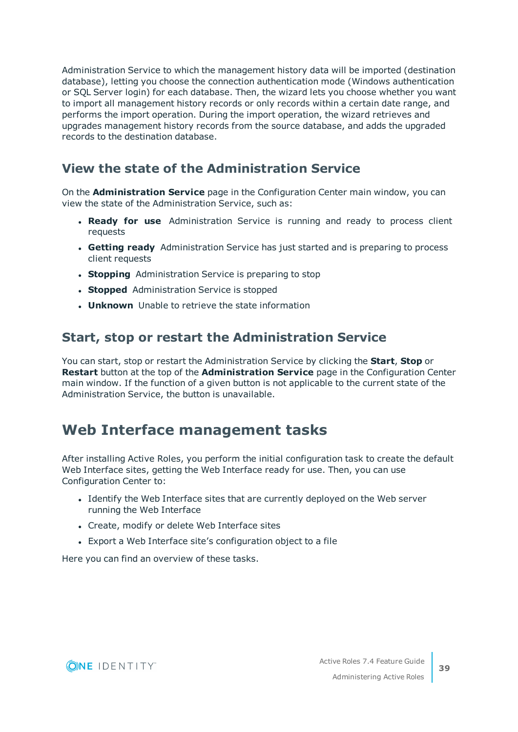Administration Service to which the management history data will be imported (destination database), letting you choose the connection authentication mode (Windows authentication or SQL Server login) for each database. Then, the wizard lets you choose whether you want to import all management history records or only records within a certain date range, and performs the import operation. During the import operation, the wizard retrieves and upgrades management history records from the source database, and adds the upgraded records to the destination database.

## View the state of the Administration Service

On the **Administration Service** page in the Configuration Center main window, you can view the state of the Administration Service, such as:

- **Ready for use** Administration Service is running and ready to process client requests
- **Getting ready** Administration Service has just started and is preparing to process client requests
- **Stopping** Administration Service is preparing to stop
- **Stopped** Administration Service is stopped
- **Unknown** Unable to retrieve the state information

## Start, stop or restart the Administration Service

You can start, stop or restart the Administration Service by clicking the **Start**, **Stop** or **Restart** button at the top of the **Administration Service** page in the Configuration Center main window. If the function of a given button is not applicable to the current state of the Administration Service, the button is unavailable.

# Web Interface management tasks

After installing Active Roles, you perform the initial configuration task to create the default Web Interface sites, getting the Web Interface ready for use. Then, you can use Configuration Center to:

- Identify the Web Interface sites that are currently deployed on the Web server running the Web Interface
- Create, modify or delete Web Interface sites
- Export a Web Interface site’s configuration object to a file

Here you can find an overview of these tasks.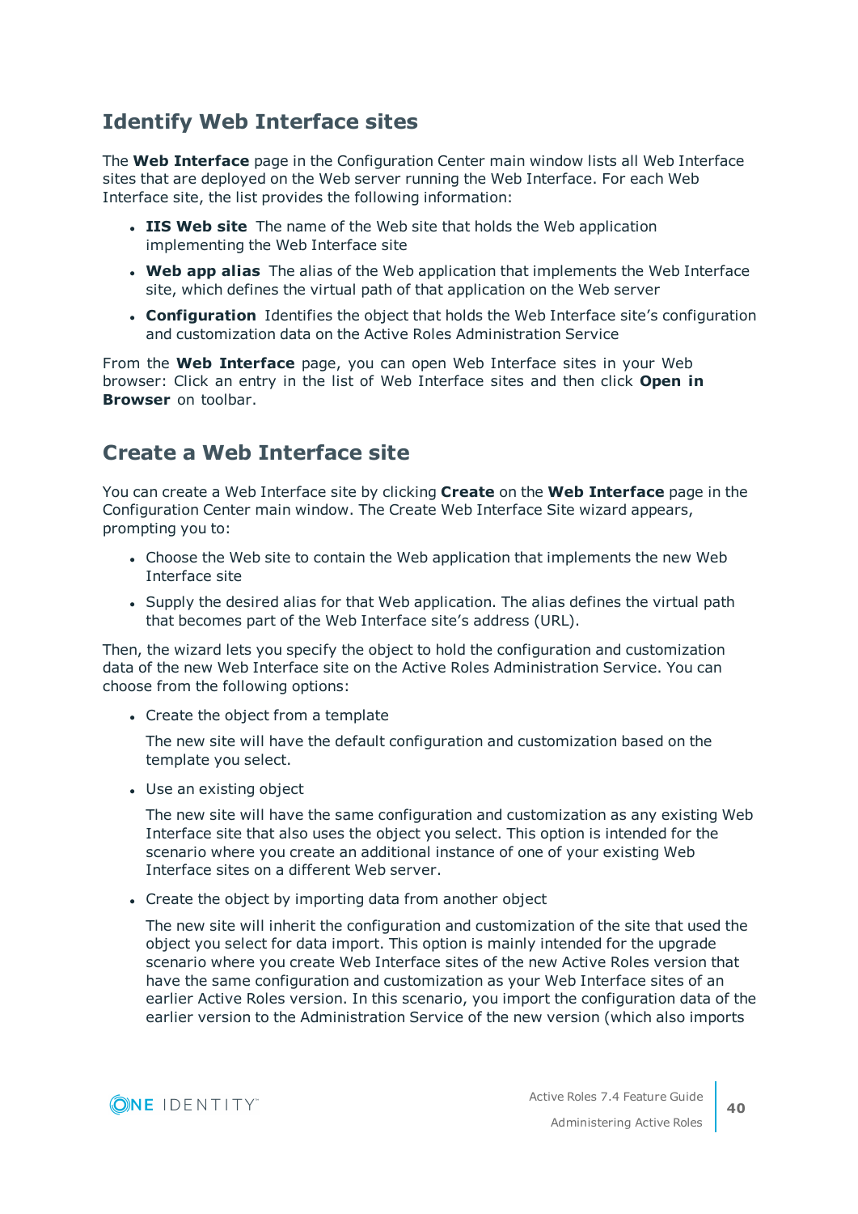## Identify Web Interface sites

The **Web Interface** page in the Configuration Center main window lists all Web Interface sites that are deployed on the Web server running the Web Interface. For each Web Interface site, the list provides the following information:

- **IIS Web site** The name of the Web site that holds the Web application implementing the Web Interface site
- **Web app alias** The alias of the Web application that implements the Web Interface site, which defines the virtual path of that application on the Web server
- **Configuration** Identifies the object that holds the Web Interface site's configuration and customization data on the Active Roles Administration Service

From the **Web Interface** page, you can open Web Interface sites in your Web browser: Click an entry in the list of Web Interface sites and then click **Open in Browser** on toolbar.

## Create a Web Interface site

You can create a Web Interface site by clicking **Create** on the **Web Interface** page in the Configuration Center main window. The Create Web Interface Site wizard appears, prompting you to:

- Choose the Web site to contain the Web application that implements the new Web Interface site
- Supply the desired alias for that Web application. The alias defines the virtual path that becomes part of the Web Interface site's address (URL).

Then, the wizard lets you specify the object to hold the configuration and customization data of the new Web Interface site on the Active Roles Administration Service. You can choose from the following options:

- Create the object from a template

  The new site will have the default configuration and customization based on the template you select.

- Use an existing object

  The new site will have the same configuration and customization as any existing Web Interface site that also uses the object you select. This option is intended for the scenario where you create an additional instance of one of your existing Web Interface sites on a different Web server.

- Create the object by importing data from another object

  The new site will inherit the configuration and customization of the site that used the object you select for data import. This option is mainly intended for the upgrade scenario where you create Web Interface sites of the new Active Roles version that have the same configuration and customization as your Web Interface sites of an earlier Active Roles version. In this scenario, you import the configuration data of the earlier version to the Administration Service of the new version (which also imports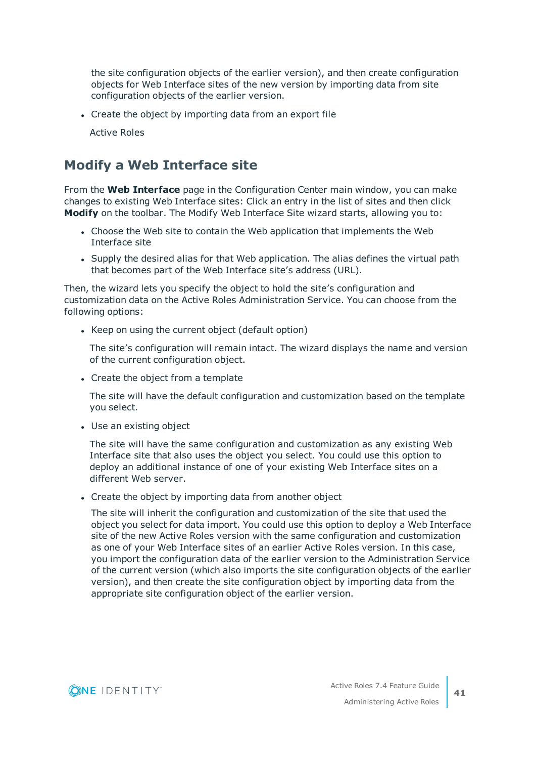the site configuration objects of the earlier version), and then create configuration objects for Web Interface sites of the new version by importing data from site configuration objects of the earlier version.

- Create the object by importing data from an export file

  Active Roles

## Modify a Web Interface site

From the **Web Interface** page in the Configuration Center main window, you can make changes to existing Web Interface sites: Click an entry in the list of sites and then click **Modify** on the toolbar. The Modify Web Interface Site wizard starts, allowing you to:

- Choose the Web site to contain the Web application that implements the Web Interface site
- Supply the desired alias for that Web application. The alias defines the virtual path that becomes part of the Web Interface site's address (URL).

Then, the wizard lets you specify the object to hold the site's configuration and customization data on the Active Roles Administration Service. You can choose from the following options:

- Keep on using the current object (default option)

  The site's configuration will remain intact. The wizard displays the name and version of the current configuration object.

- Create the object from a template

  The site will have the default configuration and customization based on the template you select.

- Use an existing object

  The site will have the same configuration and customization as any existing Web Interface site that also uses the object you select. You could use this option to deploy an additional instance of one of your existing Web Interface sites on a different Web server.

- Create the object by importing data from another object

  The site will inherit the configuration and customization of the site that used the object you select for data import. You could use this option to deploy a Web Interface site of the new Active Roles version with the same configuration and customization as one of your Web Interface sites of an earlier Active Roles version. In this case, you import the configuration data of the earlier version to the Administration Service of the current version (which also imports the site configuration objects of the earlier version), and then create the site configuration object by importing data from the appropriate site configuration object of the earlier version.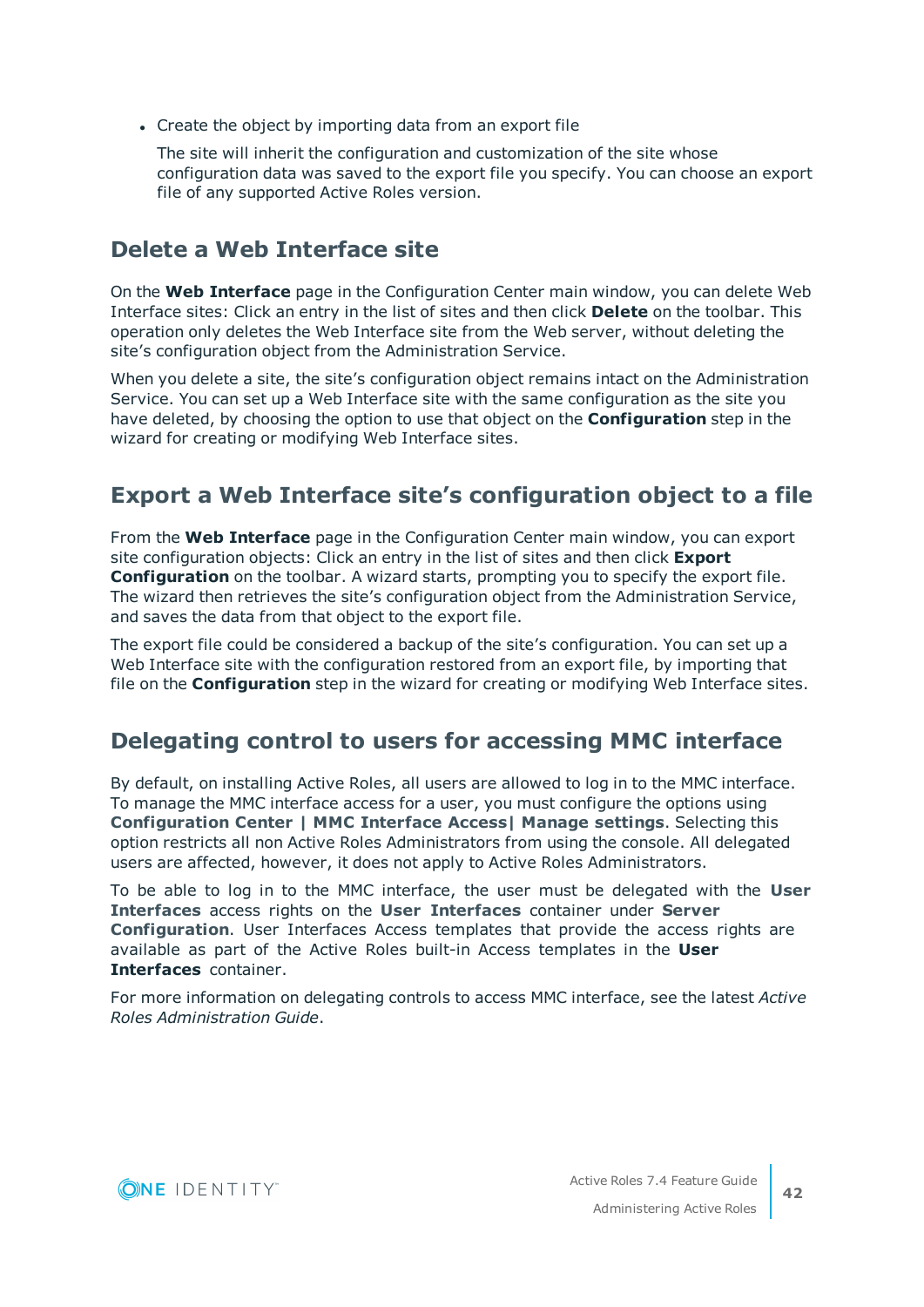- Create the object by importing data from an export file

  The site will inherit the configuration and customization of the site whose configuration data was saved to the export file you specify. You can choose an export file of any supported Active Roles version.

## Delete a Web Interface site

On the **Web Interface** page in the Configuration Center main window, you can delete Web Interface sites: Click an entry in the list of sites and then click **Delete** on the toolbar. This operation only deletes the Web Interface site from the Web server, without deleting the site's configuration object from the Administration Service.

When you delete a site, the site's configuration object remains intact on the Administration Service. You can set up a Web Interface site with the same configuration as the site you have deleted, by choosing the option to use that object on the **Configuration** step in the wizard for creating or modifying Web Interface sites.

## Export a Web Interface site's configuration object to a file

From the **Web Interface** page in the Configuration Center main window, you can export site configuration objects: Click an entry in the list of sites and then click **Export Configuration** on the toolbar. A wizard starts, prompting you to specify the export file. The wizard then retrieves the site's configuration object from the Administration Service, and saves the data from that object to the export file.

The export file could be considered a backup of the site's configuration. You can set up a Web Interface site with the configuration restored from an export file, by importing that file on the **Configuration** step in the wizard for creating or modifying Web Interface sites.

## Delegating control to users for accessing MMC interface

By default, on installing Active Roles, all users are allowed to log in to the MMC interface. To manage the MMC interface access for a user, you must configure the options using **Configuration Center | MMC Interface Access| Manage settings**. Selecting this option restricts all non Active Roles Administrators from using the console. All delegated users are affected, however, it does not apply to Active Roles Administrators.

To be able to log in to the MMC interface, the user must be delegated with the **User Interfaces** access rights on the **User Interfaces** container under **Server Configuration**. User Interfaces Access templates that provide the access rights are available as part of the Active Roles built-in Access templates in the **User Interfaces** container.

For more information on delegating controls to access MMC interface, see the latest *Active Roles Administration Guide*.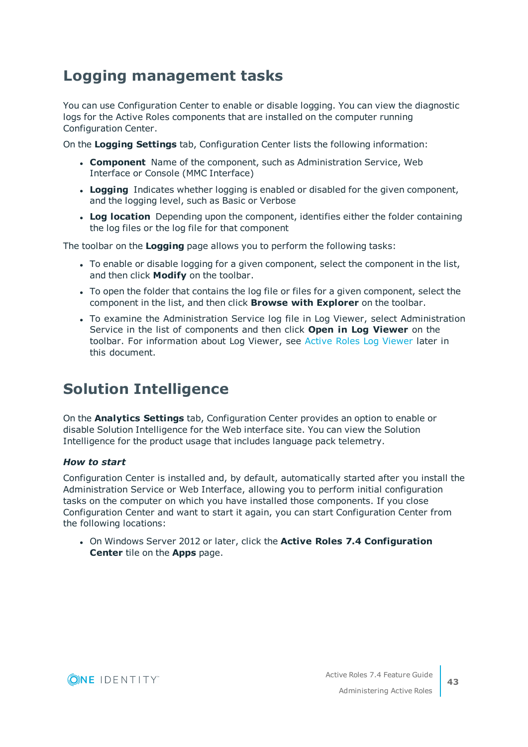## Logging management tasks

You can use Configuration Center to enable or disable logging. You can view the diagnostic logs for the Active Roles components that are installed on the computer running Configuration Center.

On the **Logging Settings** tab, Configuration Center lists the following information:

- **Component** Name of the component, such as Administration Service, Web Interface or Console (MMC Interface)
- **Logging** Indicates whether logging is enabled or disabled for the given component, and the logging level, such as Basic or Verbose
- **Log location** Depending upon the component, identifies either the folder containing the log files or the log file for that component

The toolbar on the **Logging** page allows you to perform the following tasks:

- To enable or disable logging for a given component, select the component in the list, and then click **Modify** on the toolbar.
- To open the folder that contains the log file or files for a given component, select the component in the list, and then click **Browse with Explorer** on the toolbar.
- To examine the Administration Service log file in Log Viewer, select Administration Service in the list of components and then click **Open in Log Viewer** on the toolbar. For information about Log Viewer, see Active Roles Log Viewer later in this document.

## Solution Intelligence

On the **Analytics Settings** tab, Configuration Center provides an option to enable or disable Solution Intelligence for the Web interface site. You can view the Solution Intelligence for the product usage that includes language pack telemetry.

#### *How to start*

Configuration Center is installed and, by default, automatically started after you install the Administration Service or Web Interface, allowing you to perform initial configuration tasks on the computer on which you have installed those components. If you close Configuration Center and want to start it again, you can start Configuration Center from the following locations:

- On Windows Server 2012 or later, click the **Active Roles 7.4 Configuration Center** tile on the **Apps** page.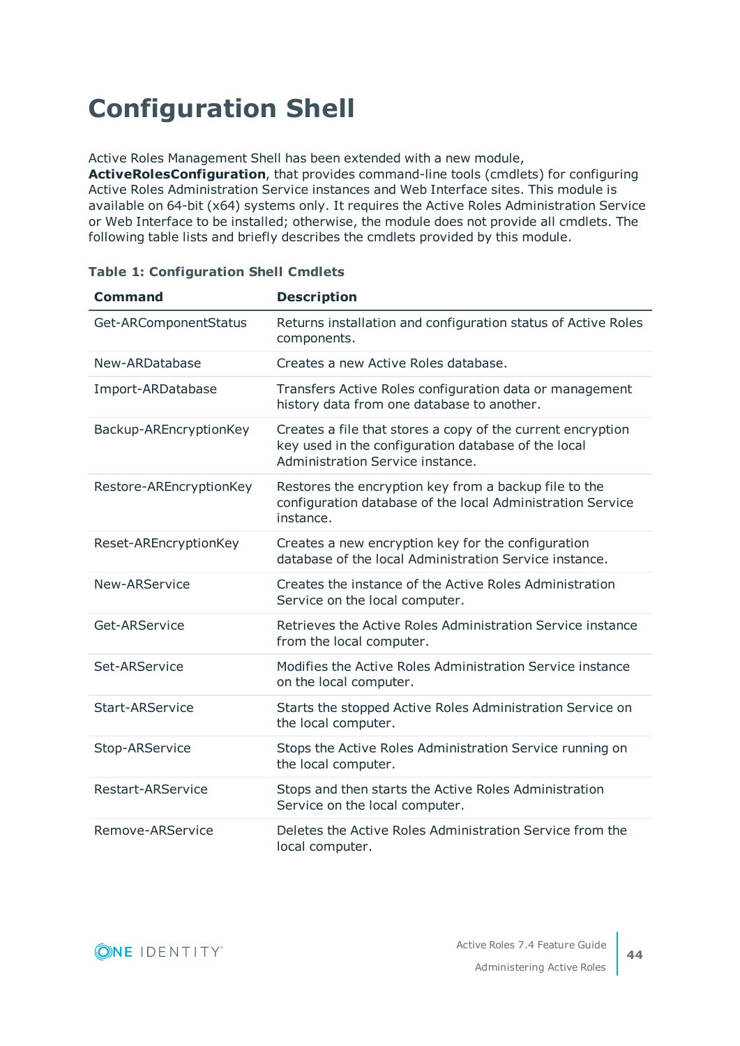# Configuration Shell

Active Roles Management Shell has been extended with a new module, **ActiveRolesConfiguration**, that provides command-line tools (cmdlets) for configuring Active Roles Administration Service instances and Web Interface sites. This module is available on 64-bit (x64) systems only. It requires the Active Roles Administration Service or Web Interface to be installed; otherwise, the module does not provide all cmdlets. The following table lists and briefly describes the cmdlets provided by this module.

**Table 1: Configuration Shell Cmdlets**

| Command | Description |
|---|---|
| Get-ARComponentStatus | Returns installation and configuration status of Active Roles components. |
| New-ARDatabase | Creates a new Active Roles database. |
| Import-ARDatabase | Transfers Active Roles configuration data or management history data from one database to another. |
| Backup-AREncryptionKey | Creates a file that stores a copy of the current encryption key used in the configuration database of the local Administration Service instance. |
| Restore-AREncryptionKey | Restores the encryption key from a backup file to the configuration database of the local Administration Service instance. |
| Reset-AREncryptionKey | Creates a new encryption key for the configuration database of the local Administration Service instance. |
| New-ARService | Creates the instance of the Active Roles Administration Service on the local computer. |
| Get-ARService | Retrieves the Active Roles Administration Service instance from the local computer. |
| Set-ARService | Modifies the Active Roles Administration Service instance on the local computer. |
| Start-ARService | Starts the stopped Active Roles Administration Service on the local computer. |
| Stop-ARService | Stops the Active Roles Administration Service running on the local computer. |
| Restart-ARService | Stops and then starts the Active Roles Administration Service on the local computer. |
| Remove-ARService | Deletes the Active Roles Administration Service from the local computer. |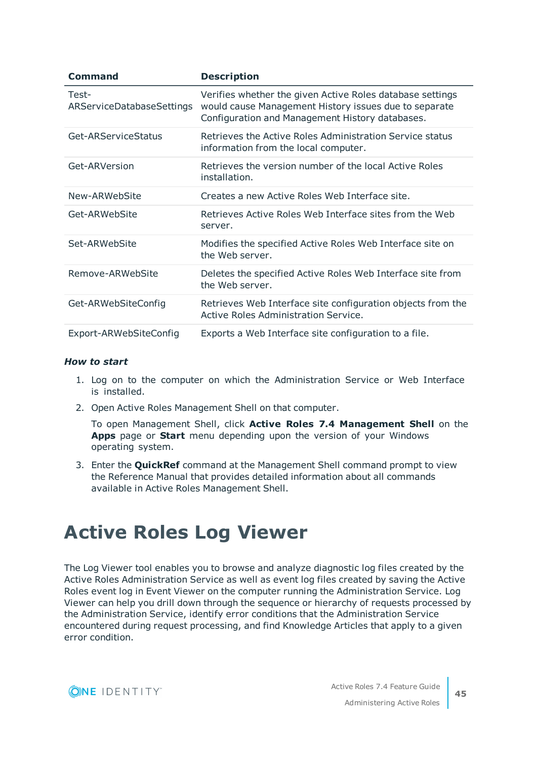| Command | Description |
|---|---|
| Test-ARServiceDatabaseSettings | Verifies whether the given Active Roles database settings would cause Management History issues due to separate Configuration and Management History databases. |
| Get-ARServiceStatus | Retrieves the Active Roles Administration Service status information from the local computer. |
| Get-ARVersion | Retrieves the version number of the local Active Roles installation. |
| New-ARWebSite | Creates a new Active Roles Web Interface site. |
| Get-ARWebSite | Retrieves Active Roles Web Interface sites from the Web server. |
| Set-ARWebSite | Modifies the specified Active Roles Web Interface site on the Web server. |
| Remove-ARWebSite | Deletes the specified Active Roles Web Interface site from the Web server. |
| Get-ARWebSiteConfig | Retrieves Web Interface site configuration objects from the Active Roles Administration Service. |
| Export-ARWebSiteConfig | Exports a Web Interface site configuration to a file. |

***How to start***

1. Log on to the computer on which the Administration Service or Web Interface is installed.
2. Open Active Roles Management Shell on that computer.

   To open Management Shell, click **Active Roles 7.4 Management Shell** on the **Apps** page or **Start** menu depending upon the version of your Windows operating system.
3. Enter the **QuickRef** command at the Management Shell command prompt to view the Reference Manual that provides detailed information about all commands available in Active Roles Management Shell.

# Active Roles Log Viewer

The Log Viewer tool enables you to browse and analyze diagnostic log files created by the Active Roles Administration Service as well as event log files created by saving the Active Roles event log in Event Viewer on the computer running the Administration Service. Log Viewer can help you drill down through the sequence or hierarchy of requests processed by the Administration Service, identify error conditions that the Administration Service encountered during request processing, and find Knowledge Articles that apply to a given error condition.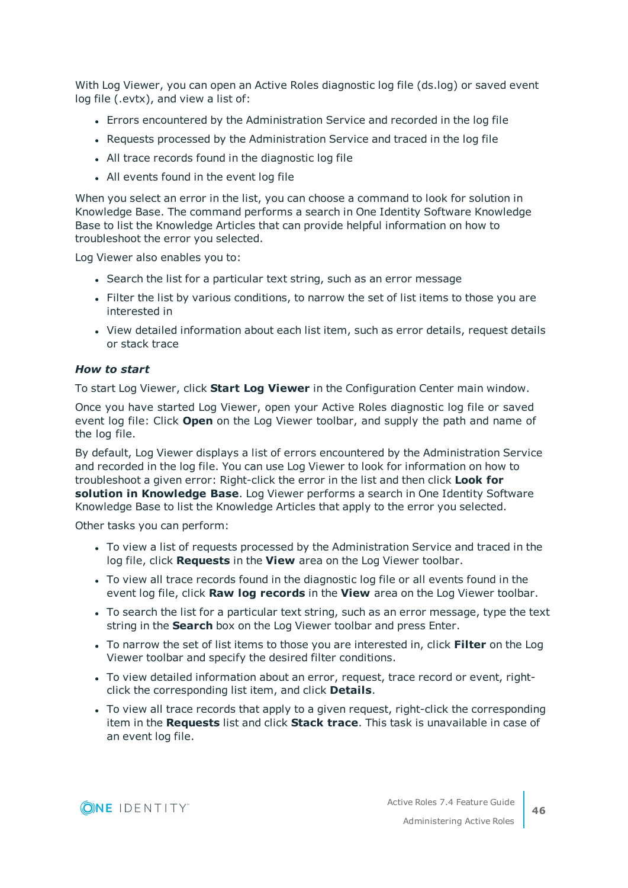With Log Viewer, you can open an Active Roles diagnostic log file (ds.log) or saved event log file (.evtx), and view a list of:

- Errors encountered by the Administration Service and recorded in the log file
- Requests processed by the Administration Service and traced in the log file
- All trace records found in the diagnostic log file
- All events found in the event log file

When you select an error in the list, you can choose a command to look for solution in Knowledge Base. The command performs a search in One Identity Software Knowledge Base to list the Knowledge Articles that can provide helpful information on how to troubleshoot the error you selected.

Log Viewer also enables you to:

- Search the list for a particular text string, such as an error message
- Filter the list by various conditions, to narrow the set of list items to those you are interested in
- View detailed information about each list item, such as error details, request details or stack trace

***How to start***

To start Log Viewer, click **Start Log Viewer** in the Configuration Center main window.

Once you have started Log Viewer, open your Active Roles diagnostic log file or saved event log file: Click **Open** on the Log Viewer toolbar, and supply the path and name of the log file.

By default, Log Viewer displays a list of errors encountered by the Administration Service and recorded in the log file. You can use Log Viewer to look for information on how to troubleshoot a given error: Right-click the error in the list and then click **Look for solution in Knowledge Base**. Log Viewer performs a search in One Identity Software Knowledge Base to list the Knowledge Articles that apply to the error you selected.

Other tasks you can perform:

- To view a list of requests processed by the Administration Service and traced in the log file, click **Requests** in the **View** area on the Log Viewer toolbar.
- To view all trace records found in the diagnostic log file or all events found in the event log file, click **Raw log records** in the **View** area on the Log Viewer toolbar.
- To search the list for a particular text string, such as an error message, type the text string in the **Search** box on the Log Viewer toolbar and press Enter.
- To narrow the set of list items to those you are interested in, click **Filter** on the Log Viewer toolbar and specify the desired filter conditions.
- To view detailed information about an error, request, trace record or event, right-click the corresponding list item, and click **Details**.
- To view all trace records that apply to a given request, right-click the corresponding item in the **Requests** list and click **Stack trace**. This task is unavailable in case of an event log file.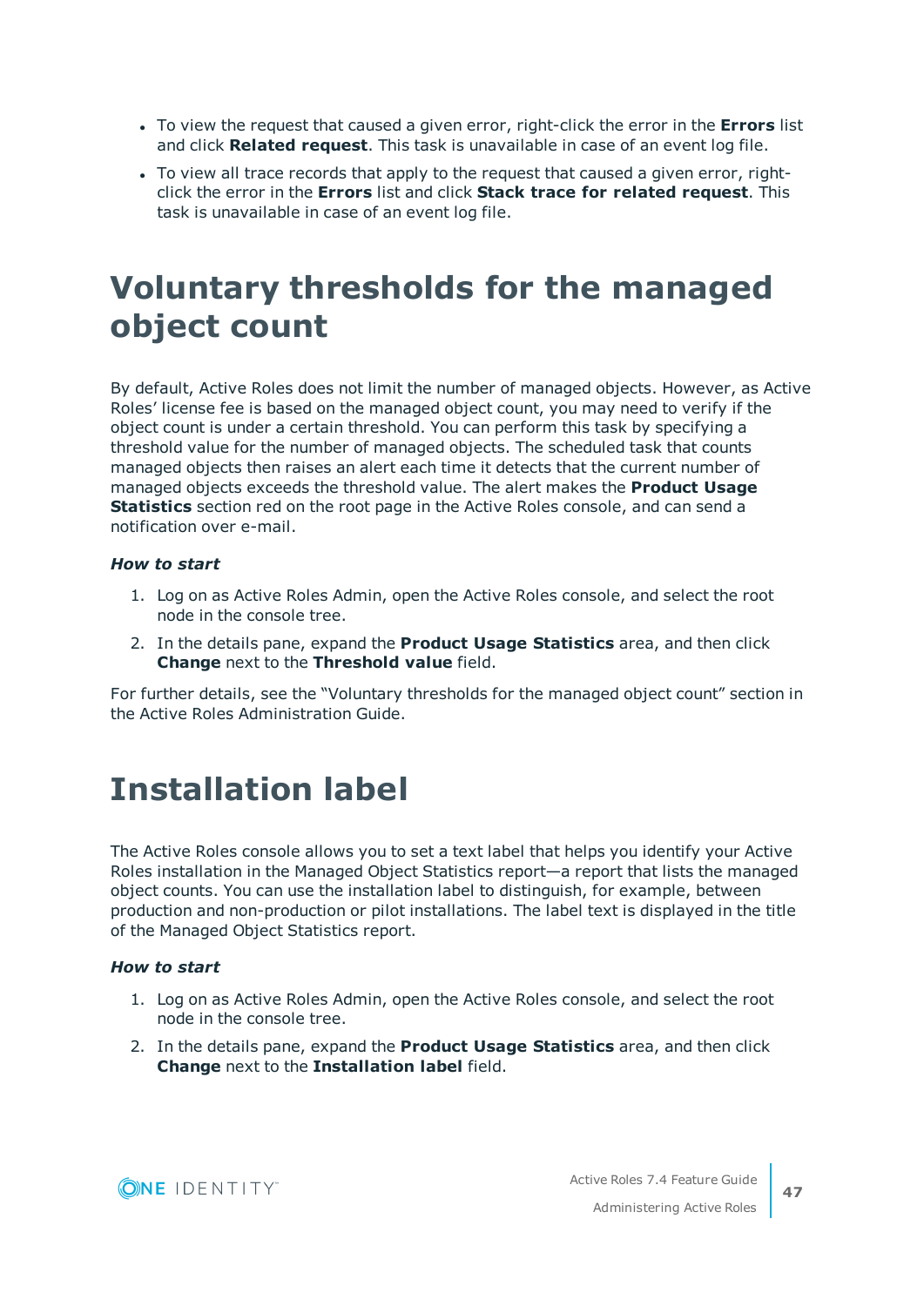- To view the request that caused a given error, right-click the error in the **Errors** list and click **Related request**. This task is unavailable in case of an event log file.
- To view all trace records that apply to the request that caused a given error, right-click the error in the **Errors** list and click **Stack trace for related request**. This task is unavailable in case of an event log file.

# Voluntary thresholds for the managed object count

By default, Active Roles does not limit the number of managed objects. However, as Active Roles' license fee is based on the managed object count, you may need to verify if the object count is under a certain threshold. You can perform this task by specifying a threshold value for the number of managed objects. The scheduled task that counts managed objects then raises an alert each time it detects that the current number of managed objects exceeds the threshold value. The alert makes the **Product Usage Statistics** section red on the root page in the Active Roles console, and can send a notification over e-mail.

***How to start***

1. Log on as Active Roles Admin, open the Active Roles console, and select the root node in the console tree.
2. In the details pane, expand the **Product Usage Statistics** area, and then click **Change** next to the **Threshold value** field.

For further details, see the "Voluntary thresholds for the managed object count" section in the Active Roles Administration Guide.

# Installation label

The Active Roles console allows you to set a text label that helps you identify your Active Roles installation in the Managed Object Statistics report—a report that lists the managed object counts. You can use the installation label to distinguish, for example, between production and non-production or pilot installations. The label text is displayed in the title of the Managed Object Statistics report.

***How to start***

1. Log on as Active Roles Admin, open the Active Roles console, and select the root node in the console tree.
2. In the details pane, expand the **Product Usage Statistics** area, and then click **Change** next to the **Installation label** field.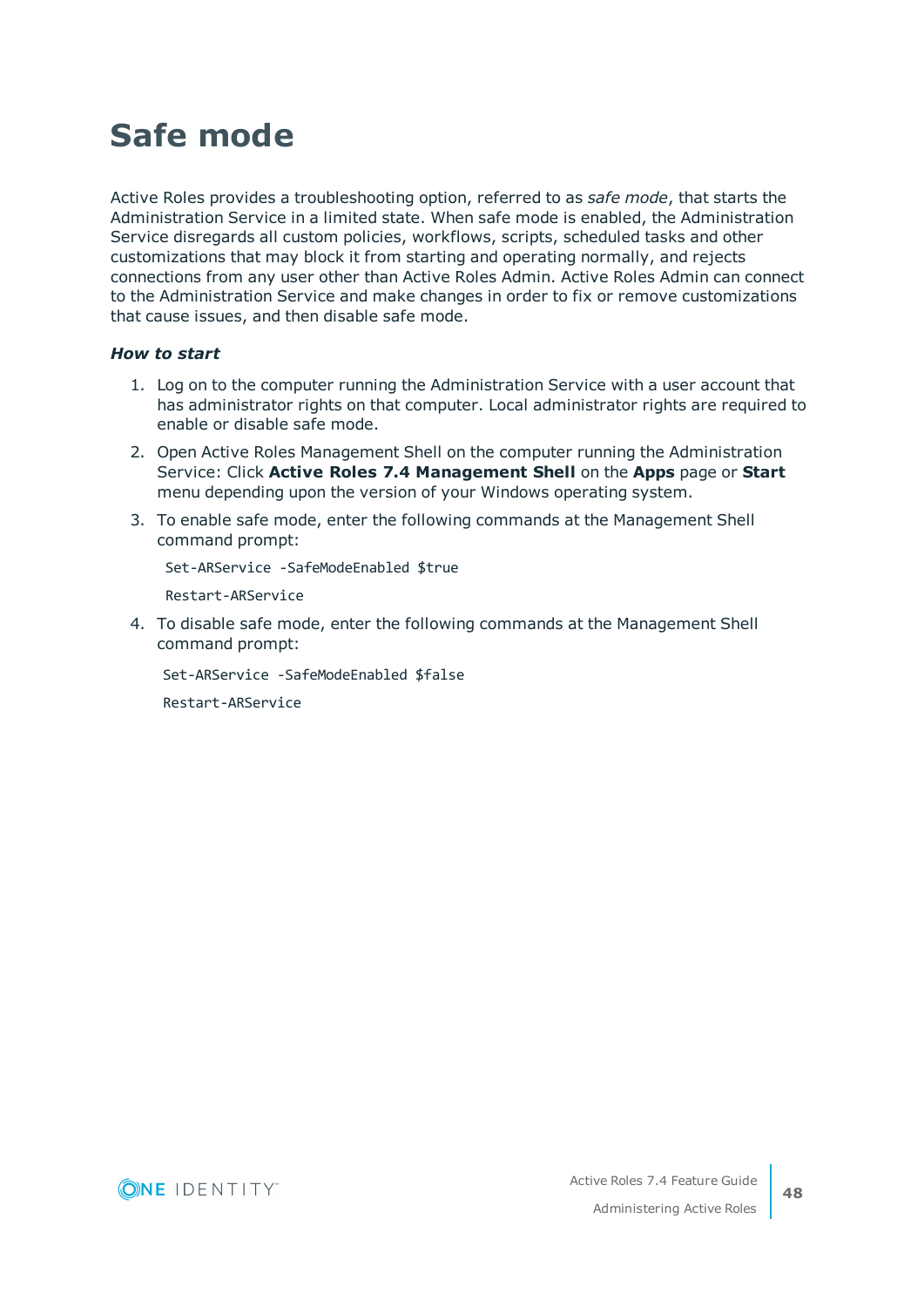# Safe mode

Active Roles provides a troubleshooting option, referred to as *safe mode*, that starts the Administration Service in a limited state. When safe mode is enabled, the Administration Service disregards all custom policies, workflows, scripts, scheduled tasks and other customizations that may block it from starting and operating normally, and rejects connections from any user other than Active Roles Admin. Active Roles Admin can connect to the Administration Service and make changes in order to fix or remove customizations that cause issues, and then disable safe mode.

***How to start***

1. Log on to the computer running the Administration Service with a user account that has administrator rights on that computer. Local administrator rights are required to enable or disable safe mode.
2. Open Active Roles Management Shell on the computer running the Administration Service: Click **Active Roles 7.4 Management Shell** on the **Apps** page or **Start** menu depending upon the version of your Windows operating system.
3. To enable safe mode, enter the following commands at the Management Shell command prompt:

   ```
   Set-ARService -SafeModeEnabled $true
   Restart-ARService
   ```

4. To disable safe mode, enter the following commands at the Management Shell command prompt:

   ```
   Set-ARService -SafeModeEnabled $false
   Restart-ARService
   ```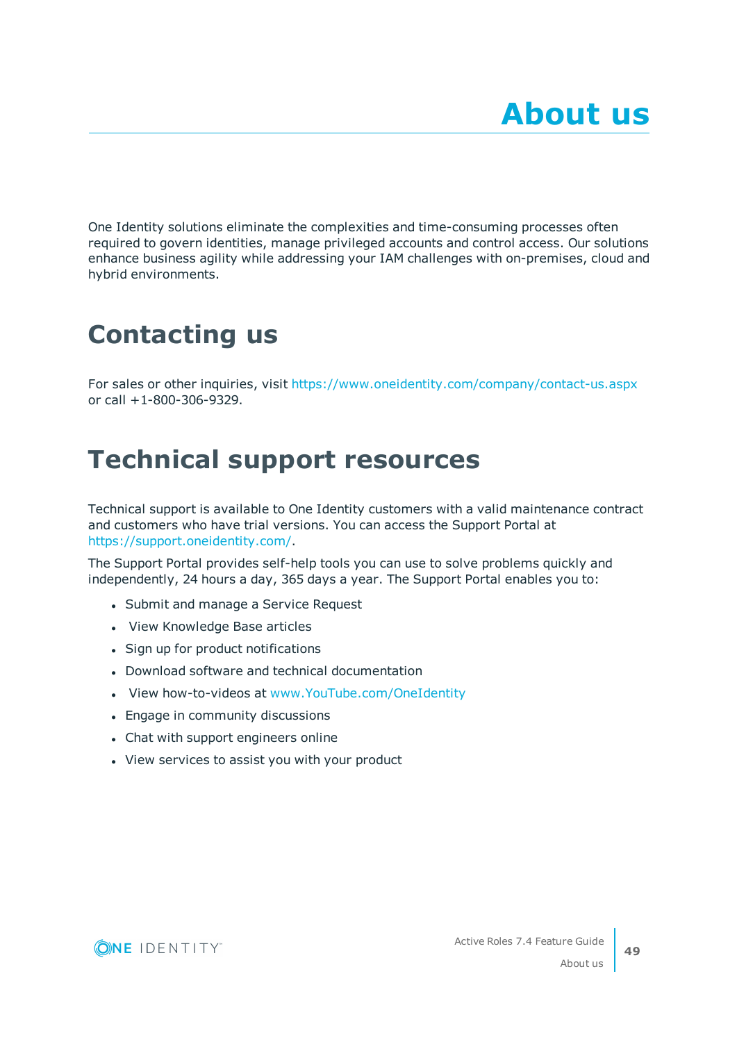# About us

One Identity solutions eliminate the complexities and time-consuming processes often required to govern identities, manage privileged accounts and control access. Our solutions enhance business agility while addressing your IAM challenges with on-premises, cloud and hybrid environments.

## Contacting us

For sales or other inquiries, visit https://www.oneidentity.com/company/contact-us.aspx or call +1-800-306-9329.

## Technical support resources

Technical support is available to One Identity customers with a valid maintenance contract and customers who have trial versions. You can access the Support Portal at https://support.oneidentity.com/.

The Support Portal provides self-help tools you can use to solve problems quickly and independently, 24 hours a day, 365 days a year. The Support Portal enables you to:

- Submit and manage a Service Request
- View Knowledge Base articles
- Sign up for product notifications
- Download software and technical documentation
- View how-to-videos at www.YouTube.com/OneIdentity
- Engage in community discussions
- Chat with support engineers online
- View services to assist you with your product